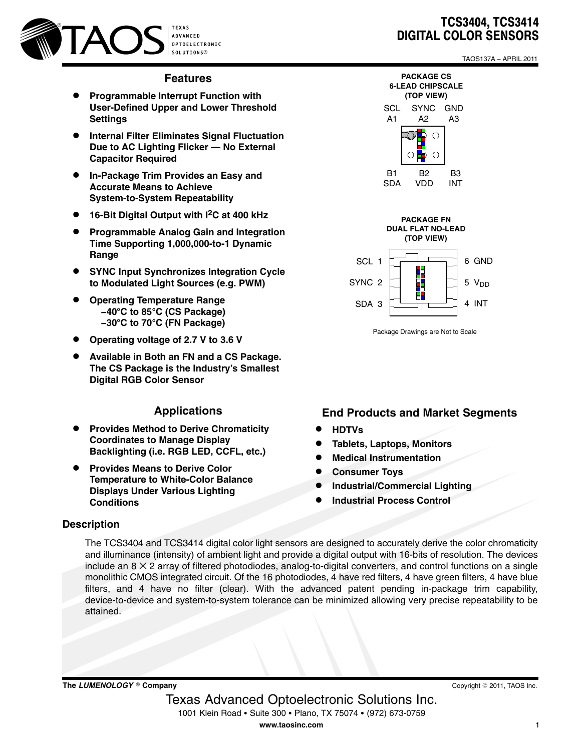# TCS3404, TCS3414 DIGITAL COLOR SENSORS

TAOS137A – APRIL 2011

## Features

- **Programmable Interrupt Function with User-Defined Upper and Lower Threshold Settings**
- **Internal Filter Eliminates Signal Fluctuation Due to AC Lighting Flicker — No External Capacitor Required**
- **In-Package Trim Provides an Easy and Accurate Means to Achieve System-to-System Repeatability**
- **16-Bit Digital Output with I²C at 400 kHz**
- **Programmable Analog Gain and Integration Time Supporting 1,000,000-to-1 Dynamic Range**
- **SYNC Input Synchronizes Integration Cycle to Modulated Light Sources (e.g. PWM)**
- **Operating Temperature Range**
  - **–40°C to 85°C (CS Package)**
  - **–30°C to 70°C (FN Package)**
- **Operating voltage of 2.7 V to 3.6 V**
- **Available in Both an FN and a CS Package. The CS Package is the Industry's Smallest Digital RGB Color Sensor**

**PACKAGE CS**
**6-LEAD CHIPSCALE**
**(TOP VIEW)**

| SCL | SYNC | GND |
|---|---|---|
| A1 | A2 | A3 |
| B1 | B2 | B3 |
| SDA | VDD | INT |

**PACKAGE FN**
**DUAL FLAT NO-LEAD**
**(TOP VIEW)**

| Pin | Name | Pin | Name |
|---|---|---|---|
| 1 | SCL | 6 | GND |
| 2 | SYNC | 5 | $V_{DD}$ |
| 3 | SDA | 4 | INT |

Package Drawings are Not to Scale

## Applications

- **Provides Method to Derive Chromaticity Coordinates to Manage Display Backlighting (i.e. RGB LED, CCFL, etc.)**
- **Provides Means to Derive Color Temperature to White-Color Balance Displays Under Various Lighting Conditions**

## End Products and Market Segments

- **HDTVs**
- **Tablets, Laptops, Monitors**
- **Medical Instrumentation**
- **Consumer Toys**
- **Industrial/Commercial Lighting**
- **Industrial Process Control**

## Description

The TCS3404 and TCS3414 digital color light sensors are designed to accurately derive the color chromaticity and illuminance (intensity) of ambient light and provide a digital output with 16-bits of resolution. The devices include an 8 × 2 array of filtered photodiodes, analog-to-digital converters, and control functions on a single monolithic CMOS integrated circuit. Of the 16 photodiodes, 4 have red filters, 4 have green filters, 4 have blue filters, and 4 have no filter (clear). With the advanced patent pending in-package trim capability, device-to-device and system-to-system tolerance can be minimized allowing very precise repeatability to be attained.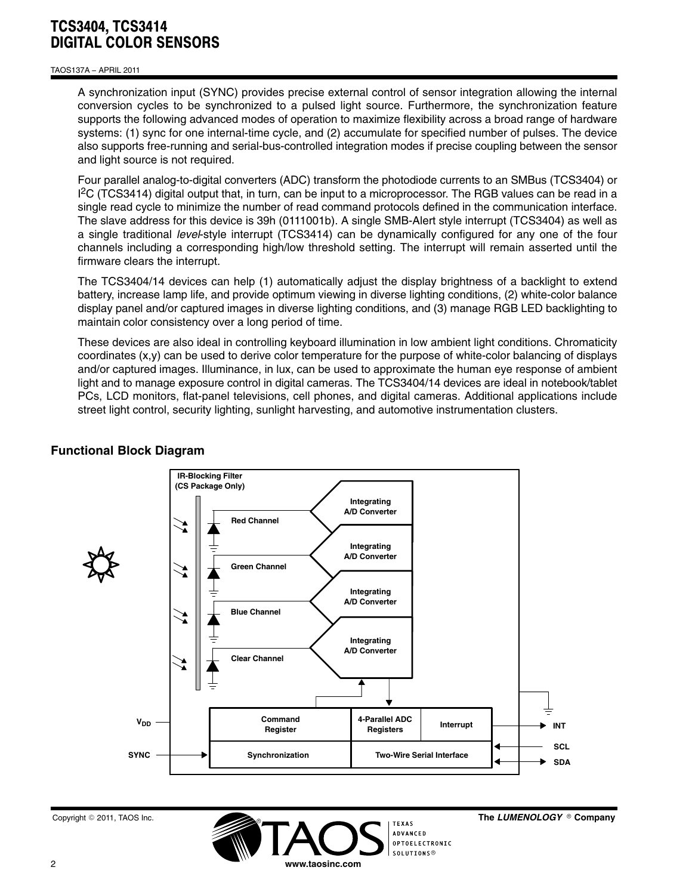A synchronization input (SYNC) provides precise external control of sensor integration allowing the internal conversion cycles to be synchronized to a pulsed light source. Furthermore, the synchronization feature supports the following advanced modes of operation to maximize flexibility across a broad range of hardware systems: (1) sync for one internal-time cycle, and (2) accumulate for specified number of pulses. The device also supports free-running and serial-bus-controlled integration modes if precise coupling between the sensor and light source is not required.

Four parallel analog-to-digital converters (ADC) transform the photodiode currents to an SMBus (TCS3404) or $I^2C$ (TCS3414) digital output that, in turn, can be input to a microprocessor. The RGB values can be read in a single read cycle to minimize the number of read command protocols defined in the communication interface. The slave address for this device is 39h (0111001b). A single SMB-Alert style interrupt (TCS3404) as well as a single traditional *level*-style interrupt (TCS3414) can be dynamically configured for any one of the four channels including a corresponding high/low threshold setting. The interrupt will remain asserted until the firmware clears the interrupt.

The TCS3404/14 devices can help (1) automatically adjust the display brightness of a backlight to extend battery, increase lamp life, and provide optimum viewing in diverse lighting conditions, (2) white-color balance display panel and/or captured images in diverse lighting conditions, and (3) manage RGB LED backlighting to maintain color consistency over a long period of time.

These devices are also ideal in controlling keyboard illumination in low ambient light conditions. Chromaticity coordinates (x,y) can be used to derive color temperature for the purpose of white-color balancing of displays and/or captured images. Illuminance, in lux, can be used to approximate the human eye response of ambient light and to manage exposure control in digital cameras. The TCS3404/14 devices are ideal in notebook/tablet PCs, LCD monitors, flat-panel televisions, cell phones, and digital cameras. Additional applications include street light control, security lighting, sunlight harvesting, and automotive instrumentation clusters.

### Functional Block Diagram

IR-Blocking Filter (CS Package Only)

Red Channel — Integrating A/D Converter

Green Channel — Integrating A/D Converter

Blue Channel — Integrating A/D Converter

Clear Channel — Integrating A/D Converter

$V_{DD}$ — Command Register — 4-Parallel ADC Registers — Interrupt — INT

SYNC — Synchronization — Two-Wire Serial Interface — SCL, SDA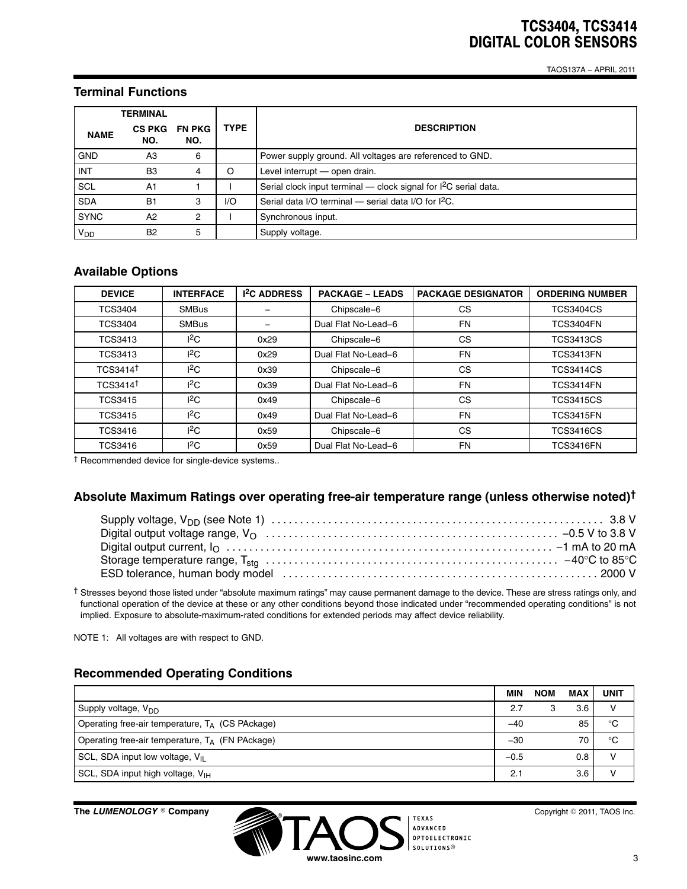## Terminal Functions

| TERMINAL | | | TYPE | DESCRIPTION |
|---|---|---|---|---|
| NAME | CS PKG NO. | FN PKG NO. | | |
| GND | A3 | 6 | | Power supply ground. All voltages are referenced to GND. |
| INT | B3 | 4 | O | Level interrupt — open drain. |
| SCL | A1 | 1 | I | Serial clock input terminal — clock signal for $I^2C$ serial data. |
| SDA | B1 | 3 | I/O | Serial data I/O terminal — serial data I/O for $I^2C$. |
| SYNC | A2 | 2 | I | Synchronous input. |
| $V_{DD}$ | B2 | 5 | | Supply voltage. |

## Available Options

| DEVICE | INTERFACE | $I^2C$ ADDRESS | PACKAGE – LEADS | PACKAGE DESIGNATOR | ORDERING NUMBER |
|---|---|---|---|---|---|
| TCS3404 | SMBus | – | Chipscale−6 | CS | TCS3404CS |
| TCS3404 | SMBus | – | Dual Flat No-Lead−6 | FN | TCS3404FN |
| TCS3413 | $I^2C$ | 0x29 | Chipscale−6 | CS | TCS3413CS |
| TCS3413 | $I^2C$ | 0x29 | Dual Flat No-Lead−6 | FN | TCS3413FN |
| TCS3414† | $I^2C$ | 0x39 | Chipscale−6 | CS | TCS3414CS |
| TCS3414† | $I^2C$ | 0x39 | Dual Flat No-Lead−6 | FN | TCS3414FN |
| TCS3415 | $I^2C$ | 0x49 | Chipscale−6 | CS | TCS3415CS |
| TCS3415 | $I^2C$ | 0x49 | Dual Flat No-Lead−6 | FN | TCS3415FN |
| TCS3416 | $I^2C$ | 0x59 | Chipscale−6 | CS | TCS3416CS |
| TCS3416 | $I^2C$ | 0x59 | Dual Flat No-Lead−6 | FN | TCS3416FN |

† Recommended device for single-device systems..

## Absolute Maximum Ratings over operating free-air temperature range (unless otherwise noted)†

Supply voltage, $V_{DD}$ (see Note 1) .......... 3.8 V
Digital output voltage range, $V_O$ .......... −0.5 V to 3.8 V
Digital output current, $I_O$ .......... −1 mA to 20 mA
Storage temperature range, $T_{stg}$ .......... −40°C to 85°C
ESD tolerance, human body model .......... 2000 V

† Stresses beyond those listed under "absolute maximum ratings" may cause permanent damage to the device. These are stress ratings only, and functional operation of the device at these or any other conditions beyond those indicated under "recommended operating conditions" is not implied. Exposure to absolute-maximum-rated conditions for extended periods may affect device reliability.

NOTE 1: All voltages are with respect to GND.

## Recommended Operating Conditions

| | MIN | NOM | MAX | UNIT |
|---|---|---|---|---|
| Supply voltage, $V_{DD}$ | 2.7 | 3 | 3.6 | V |
| Operating free-air temperature, $T_A$ (CS PAckage) | −40 | | 85 | °C |
| Operating free-air temperature, $T_A$ (FN PAckage) | −30 | | 70 | °C |
| SCL, SDA input low voltage, $V_{IL}$ | −0.5 | | 0.8 | V |
| SCL, SDA input high voltage, $V_{IH}$ | 2.1 | | 3.6 | V |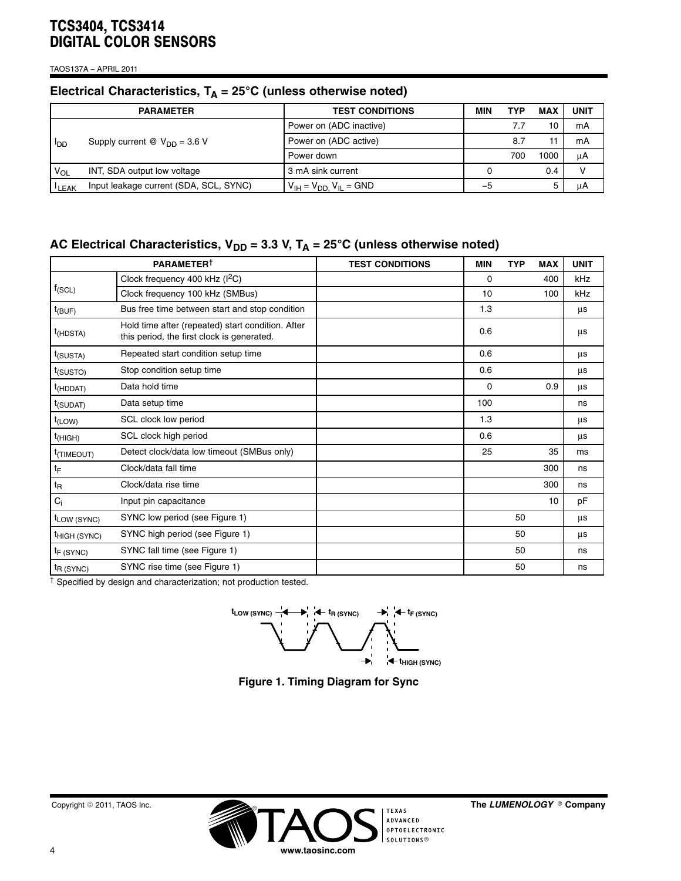## Electrical Characteristics, $T_A$ = 25°C (unless otherwise noted)

| PARAMETER | | TEST CONDITIONS | MIN | TYP | MAX | UNIT |
|---|---|---|---|---|---|---|
| $I_{DD}$ | Supply current @ $V_{DD}$ = 3.6 V | Power on (ADC inactive) | | 7.7 | 10 | mA |
| | | Power on (ADC active) | | 8.7 | 11 | mA |
| | | Power down | | 700 | 1000 | μA |
| $V_{OL}$ | INT, SDA output low voltage | 3 mA sink current | 0 | | 0.4 | V |
| $I_{LEAK}$ | Input leakage current (SDA, SCL, SYNC) | $V_{IH} = V_{DD}$, $V_{IL}$ = GND | −5 | | 5 | μA |

## AC Electrical Characteristics, $V_{DD}$ = 3.3 V, $T_A$ = 25°C (unless otherwise noted)

| PARAMETER† | | TEST CONDITIONS | MIN | TYP | MAX | UNIT |
|---|---|---|---|---|---|---|
| $f_{(SCL)}$ | Clock frequency 400 kHz ($I^2C$) | | 0 | | 400 | kHz |
| | Clock frequency 100 kHz (SMBus) | | 10 | | 100 | kHz |
| $t_{(BUF)}$ | Bus free time between start and stop condition | | 1.3 | | | μs |
| $t_{(HDSTA)}$ | Hold time after (repeated) start condition. After this period, the first clock is generated. | | 0.6 | | | μs |
| $t_{(SUSTA)}$ | Repeated start condition setup time | | 0.6 | | | μs |
| $t_{(SUSTO)}$ | Stop condition setup time | | 0.6 | | | μs |
| $t_{(HDDAT)}$ | Data hold time | | 0 | | 0.9 | μs |
| $t_{(SUDAT)}$ | Data setup time | | 100 | | | ns |
| $t_{(LOW)}$ | SCL clock low period | | 1.3 | | | μs |
| $t_{(HIGH)}$ | SCL clock high period | | 0.6 | | | μs |
| $t_{(TIMEOUT)}$ | Detect clock/data low timeout (SMBus only) | | 25 | | 35 | ms |
| $t_F$ | Clock/data fall time | | | | 300 | ns |
| $t_R$ | Clock/data rise time | | | | 300 | ns |
| $C_i$ | Input pin capacitance | | | | 10 | pF |
| $t_{LOW\ (SYNC)}$ | SYNC low period (see Figure 1) | | | 50 | | μs |
| $t_{HIGH\ (SYNC)}$ | SYNC high period (see Figure 1) | | | 50 | | μs |
| $t_{F\ (SYNC)}$ | SYNC fall time (see Figure 1) | | | 50 | | ns |
| $t_{R\ (SYNC)}$ | SYNC rise time (see Figure 1) | | | 50 | | ns |

† Specified by design and characterization; not production tested.

$t_{LOW\ (SYNC)}$ $t_{R\ (SYNC)}$ $t_{F\ (SYNC)}$ $t_{HIGH\ (SYNC)}$

**Figure 1. Timing Diagram for Sync**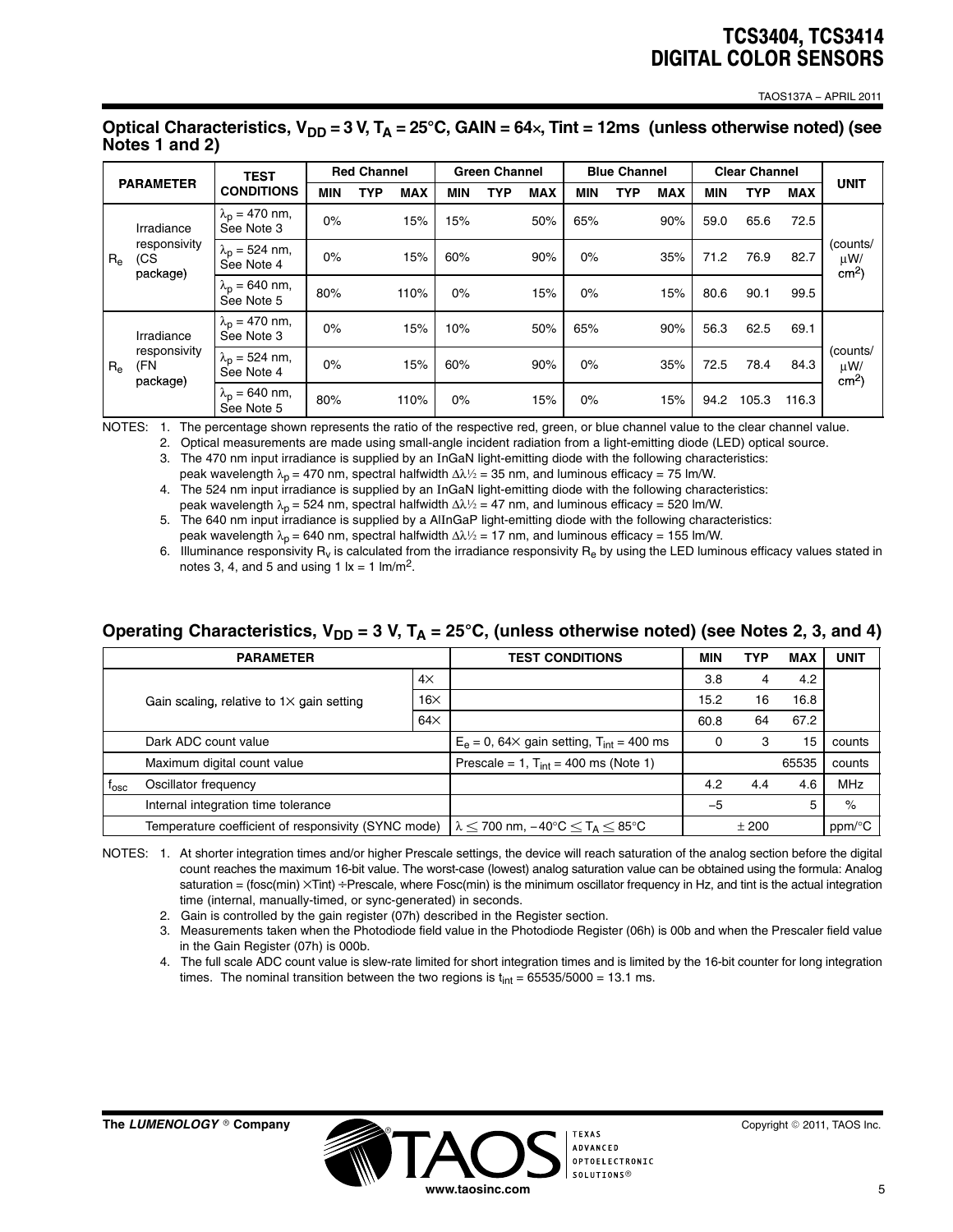## Optical Characteristics, $V_{DD}$ = 3 V, $T_A$ = 25°C, GAIN = 64×, Tint = 12ms (unless otherwise noted) (see Notes 1 and 2)

| PARAMETER | | TEST CONDITIONS | Red Channel | | | Green Channel | | | Blue Channel | | | Clear Channel | | | UNIT |
|---|---|---|---|---|---|---|---|---|---|---|---|---|---|---|---|
| | | | MIN | TYP | MAX | MIN | TYP | MAX | MIN | TYP | MAX | MIN | TYP | MAX | |
| $R_e$ | Irradiance responsivity (CS package) | $\lambda_p$ = 470 nm, See Note 3 | 0% | | 15% | 15% | | 50% | 65% | | 90% | 59.0 | 65.6 | 72.5 | (counts/ μW/ $cm^2$) |
| | | $\lambda_p$ = 524 nm, See Note 4 | 0% | | 15% | 60% | | 90% | 0% | | 35% | 71.2 | 76.9 | 82.7 | |
| | | $\lambda_p$ = 640 nm, See Note 5 | 80% | | 110% | 0% | | 15% | 0% | | 15% | 80.6 | 90.1 | 99.5 | |
| $R_e$ | Irradiance responsivity (FN package) | $\lambda_p$ = 470 nm, See Note 3 | 0% | | 15% | 10% | | 50% | 65% | | 90% | 56.3 | 62.5 | 69.1 | (counts/ μW/ $cm^2$) |
| | | $\lambda_p$ = 524 nm, See Note 4 | 0% | | 15% | 60% | | 90% | 0% | | 35% | 72.5 | 78.4 | 84.3 | |
| | | $\lambda_p$ = 640 nm, See Note 5 | 80% | | 110% | 0% | | 15% | 0% | | 15% | 94.2 | 105.3 | 116.3 | |

NOTES:
1. The percentage shown represents the ratio of the respective red, green, or blue channel value to the clear channel value.
2. Optical measurements are made using small-angle incident radiation from a light-emitting diode (LED) optical source.
3. The 470 nm input irradiance is supplied by an InGaN light-emitting diode with the following characteristics: peak wavelength $\lambda_p$ = 470 nm, spectral halfwidth $\Delta\lambda½$ = 35 nm, and luminous efficacy = 75 lm/W.
4. The 524 nm input irradiance is supplied by an InGaN light-emitting diode with the following characteristics: peak wavelength $\lambda_p$ = 524 nm, spectral halfwidth $\Delta\lambda½$ = 47 nm, and luminous efficacy = 520 lm/W.
5. The 640 nm input irradiance is supplied by a AlInGaP light-emitting diode with the following characteristics: peak wavelength $\lambda_p$ = 640 nm, spectral halfwidth $\Delta\lambda½$ = 17 nm, and luminous efficacy = 155 lm/W.
6. Illuminance responsivity $R_v$ is calculated from the irradiance responsivity $R_e$ by using the LED luminous efficacy values stated in notes 3, 4, and 5 and using 1 lx = 1 lm/$m^2$.

## Operating Characteristics, $V_{DD}$ = 3 V, $T_A$ = 25°C, (unless otherwise noted) (see Notes 2, 3, and 4)

| PARAMETER | | | TEST CONDITIONS | MIN | TYP | MAX | UNIT |
|---|---|---|---|---|---|---|---|
| | Gain scaling, relative to 1× gain setting | 4× | | 3.8 | 4 | 4.2 | |
| | | 16× | | 15.2 | 16 | 16.8 | |
| | | 64× | | 60.8 | 64 | 67.2 | |
| | Dark ADC count value | | $E_e$ = 0, 64× gain setting, $T_{int}$ = 400 ms | 0 | 3 | 15 | counts |
| | Maximum digital count value | | Prescale = 1, $T_{int}$ = 400 ms (Note 1) | | | 65535 | counts |
| $f_{osc}$ | Oscillator frequency | | | 4.2 | 4.4 | 4.6 | MHz |
| | Internal integration time tolerance | | | −5 | | 5 | % |
| | Temperature coefficient of responsivity (SYNC mode) | | $\lambda \leq$ 700 nm, −40°C $\leq T_A \leq$ 85°C | | ± 200 | | ppm/°C |

NOTES:
1. At shorter integration times and/or higher Prescale settings, the device will reach saturation of the analog section before the digital count reaches the maximum 16-bit value. The worst-case (lowest) analog saturation value can be obtained using the formula: Analog saturation = (fosc(min) ×Tint) ÷Prescale, where Fosc(min) is the minimum oscillator frequency in Hz, and tint is the actual integration time (internal, manually-timed, or sync-generated) in seconds.
2. Gain is controlled by the gain register (07h) described in the Register section.
3. Measurements taken when the Photodiode field value in the Photodiode Register (06h) is 00b and when the Prescaler field value in the Gain Register (07h) is 000b.
4. The full scale ADC count value is slew-rate limited for short integration times and is limited by the 16-bit counter for long integration times. The nominal transition between the two regions is $t_{int}$ = 65535/5000 = 13.1 ms.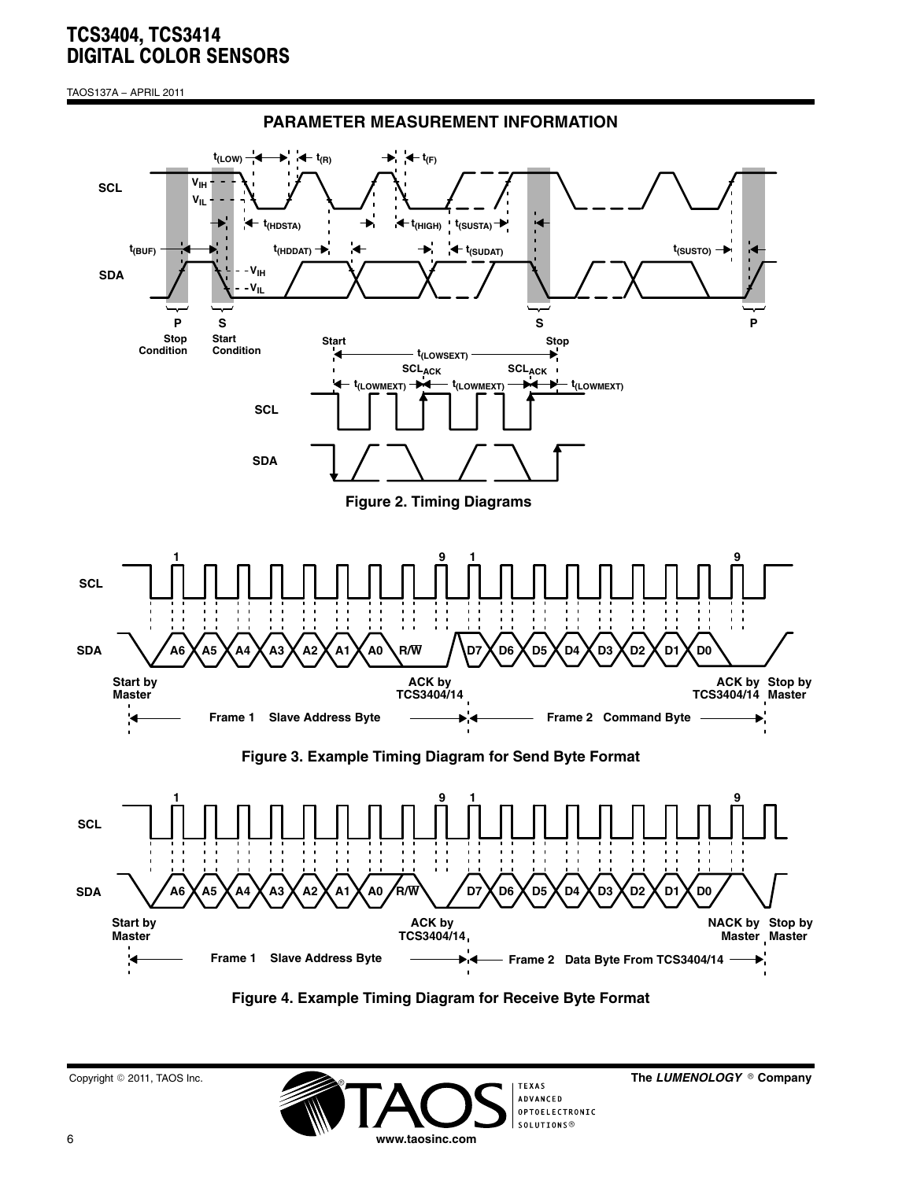## PARAMETER MEASUREMENT INFORMATION

Figure 2. Timing Diagrams

Figure 3. Example Timing Diagram for Send Byte Format

Figure 4. Example Timing Diagram for Receive Byte Format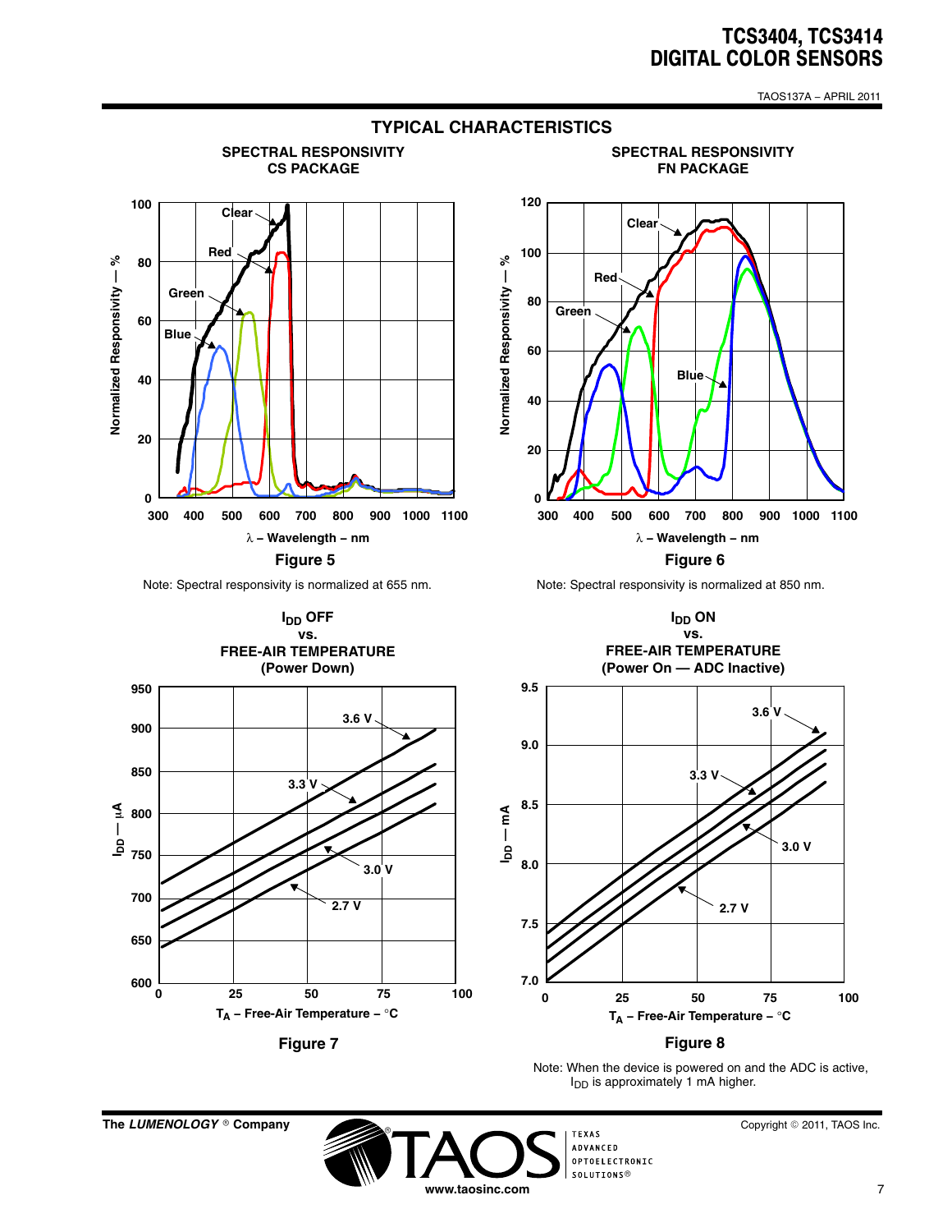## TYPICAL CHARACTERISTICS

**SPECTRAL RESPONSIVITY CS PACKAGE**

Figure 5

Note: Spectral responsivity is normalized at 655 nm.

**SPECTRAL RESPONSIVITY FN PACKAGE**

Figure 6

Note: Spectral responsivity is normalized at 850 nm.

**$I_{DD}$ OFF vs. FREE-AIR TEMPERATURE (Power Down)**

Figure 7

**$I_{DD}$ ON vs. FREE-AIR TEMPERATURE (Power On — ADC Inactive)**

Figure 8

Note: When the device is powered on and the ADC is active, $I_{DD}$ is approximately 1 mA higher.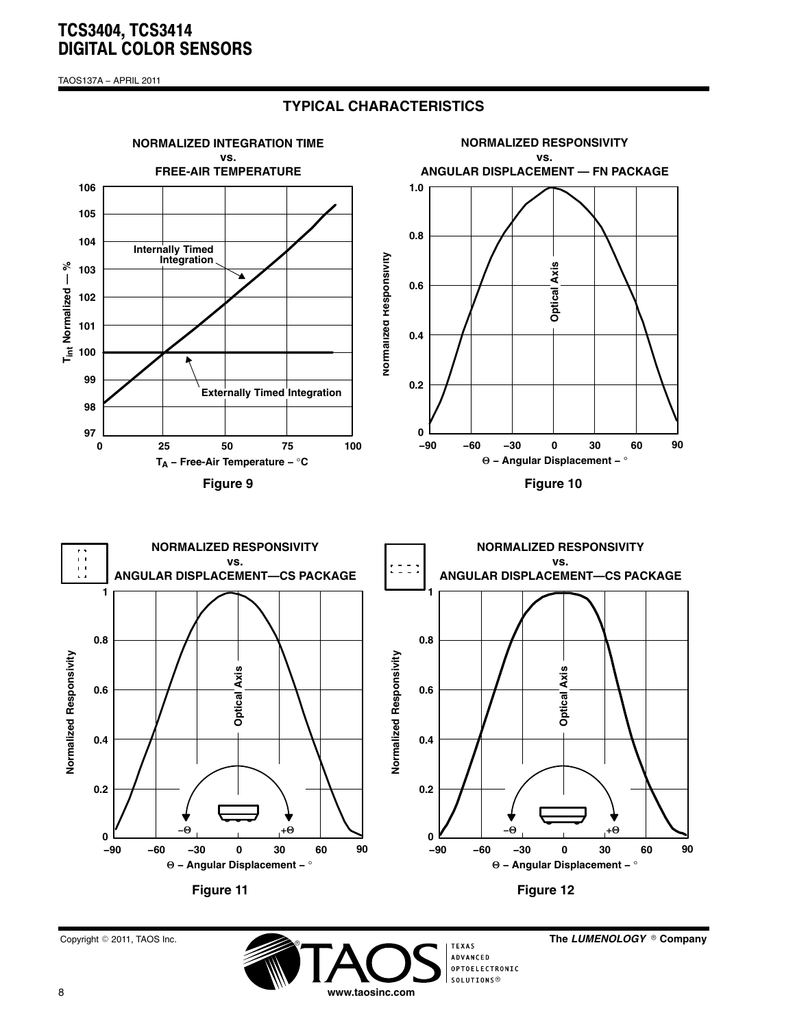## TYPICAL CHARACTERISTICS

**NORMALIZED INTEGRATION TIME vs. FREE-AIR TEMPERATURE**

Figure 9

**NORMALIZED RESPONSIVITY vs. ANGULAR DISPLACEMENT — FN PACKAGE**

Figure 10

**NORMALIZED RESPONSIVITY vs. ANGULAR DISPLACEMENT—CS PACKAGE**

Figure 11

**NORMALIZED RESPONSIVITY vs. ANGULAR DISPLACEMENT—CS PACKAGE**

Figure 12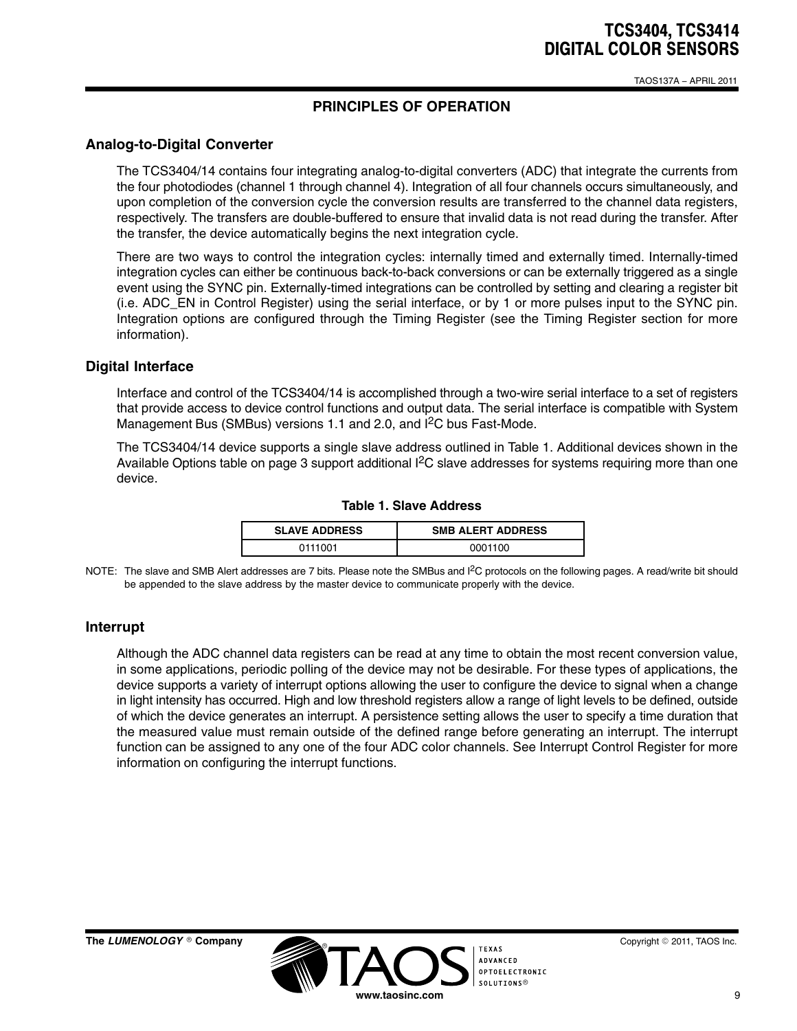## PRINCIPLES OF OPERATION

### Analog-to-Digital Converter

The TCS3404/14 contains four integrating analog-to-digital converters (ADC) that integrate the currents from the four photodiodes (channel 1 through channel 4). Integration of all four channels occurs simultaneously, and upon completion of the conversion cycle the conversion results are transferred to the channel data registers, respectively. The transfers are double-buffered to ensure that invalid data is not read during the transfer. After the transfer, the device automatically begins the next integration cycle.

There are two ways to control the integration cycles: internally timed and externally timed. Internally-timed integration cycles can either be continuous back-to-back conversions or can be externally triggered as a single event using the SYNC pin. Externally-timed integrations can be controlled by setting and clearing a register bit (i.e. ADC_EN in Control Register) using the serial interface, or by 1 or more pulses input to the SYNC pin. Integration options are configured through the Timing Register (see the Timing Register section for more information).

### Digital Interface

Interface and control of the TCS3404/14 is accomplished through a two-wire serial interface to a set of registers that provide access to device control functions and output data. The serial interface is compatible with System Management Bus (SMBus) versions 1.1 and 2.0, and $I^2C$ bus Fast-Mode.

The TCS3404/14 device supports a single slave address outlined in Table 1. Additional devices shown in the Available Options table on page 3 support additional $I^2C$ slave addresses for systems requiring more than one device.

**Table 1. Slave Address**

| SLAVE ADDRESS | SMB ALERT ADDRESS |
|---|---|
| 0111001 | 0001100 |

NOTE: The slave and SMB Alert addresses are 7 bits. Please note the SMBus and $I^2C$ protocols on the following pages. A read/write bit should be appended to the slave address by the master device to communicate properly with the device.

### Interrupt

Although the ADC channel data registers can be read at any time to obtain the most recent conversion value, in some applications, periodic polling of the device may not be desirable. For these types of applications, the device supports a variety of interrupt options allowing the user to configure the device to signal when a change in light intensity has occurred. High and low threshold registers allow a range of light levels to be defined, outside of which the device generates an interrupt. A persistence setting allows the user to specify a time duration that the measured value must remain outside of the defined range before generating an interrupt. The interrupt function can be assigned to any one of the four ADC color channels. See Interrupt Control Register for more information on configuring the interrupt functions.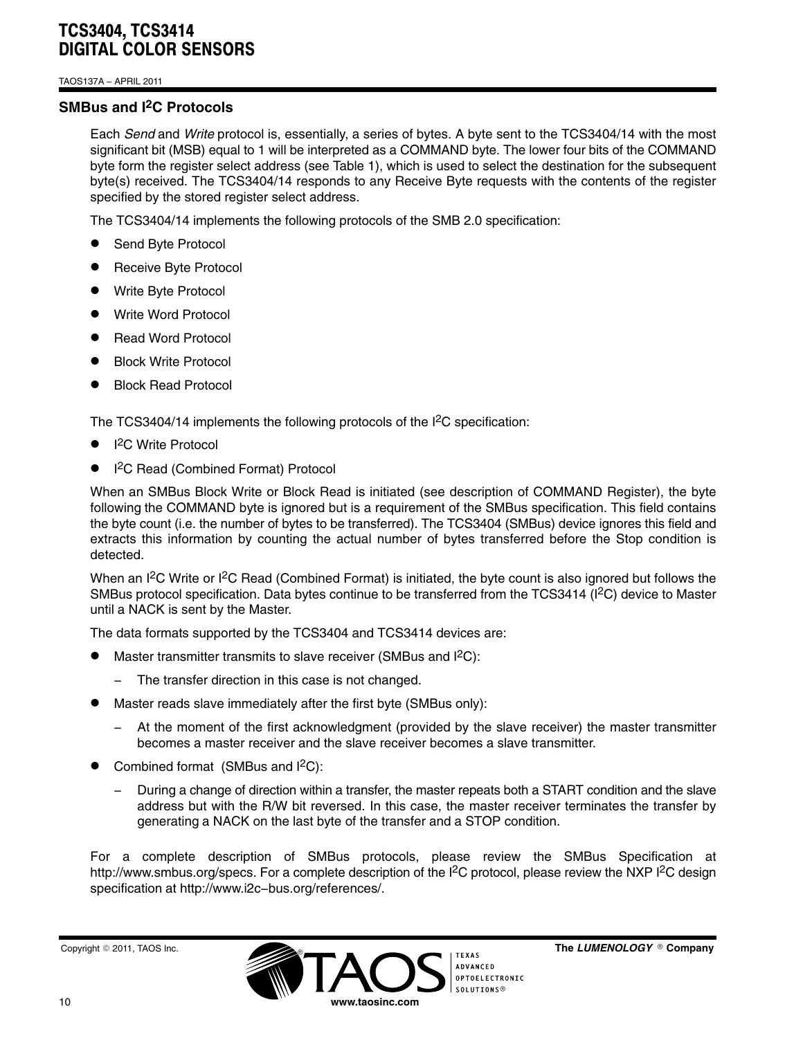## SMBus and I2C Protocols

Each *Send* and *Write* protocol is, essentially, a series of bytes. A byte sent to the TCS3404/14 with the most significant bit (MSB) equal to 1 will be interpreted as a COMMAND byte. The lower four bits of the COMMAND byte form the register select address (see Table 1), which is used to select the destination for the subsequent byte(s) received. The TCS3404/14 responds to any Receive Byte requests with the contents of the register specified by the stored register select address.

The TCS3404/14 implements the following protocols of the SMB 2.0 specification:

- Send Byte Protocol
- Receive Byte Protocol
- Write Byte Protocol
- Write Word Protocol
- Read Word Protocol
- Block Write Protocol
- Block Read Protocol

The TCS3404/14 implements the following protocols of the I2C specification:

- I2C Write Protocol
- I2C Read (Combined Format) Protocol

When an SMBus Block Write or Block Read is initiated (see description of COMMAND Register), the byte following the COMMAND byte is ignored but is a requirement of the SMBus specification. This field contains the byte count (i.e. the number of bytes to be transferred). The TCS3404 (SMBus) device ignores this field and extracts this information by counting the actual number of bytes transferred before the Stop condition is detected.

When an I2C Write or I2C Read (Combined Format) is initiated, the byte count is also ignored but follows the SMBus protocol specification. Data bytes continue to be transferred from the TCS3414 (I2C) device to Master until a NACK is sent by the Master.

The data formats supported by the TCS3404 and TCS3414 devices are:

- Master transmitter transmits to slave receiver (SMBus and I2C):
  - The transfer direction in this case is not changed.
- Master reads slave immediately after the first byte (SMBus only):
  - At the moment of the first acknowledgment (provided by the slave receiver) the master transmitter becomes a master receiver and the slave receiver becomes a slave transmitter.
- Combined format (SMBus and I2C):
  - During a change of direction within a transfer, the master repeats both a START condition and the slave address but with the R/W bit reversed. In this case, the master receiver terminates the transfer by generating a NACK on the last byte of the transfer and a STOP condition.

For a complete description of SMBus protocols, please review the SMBus Specification at http://www.smbus.org/specs. For a complete description of the I2C protocol, please review the NXP I2C design specification at http://www.i2c−bus.org/references/.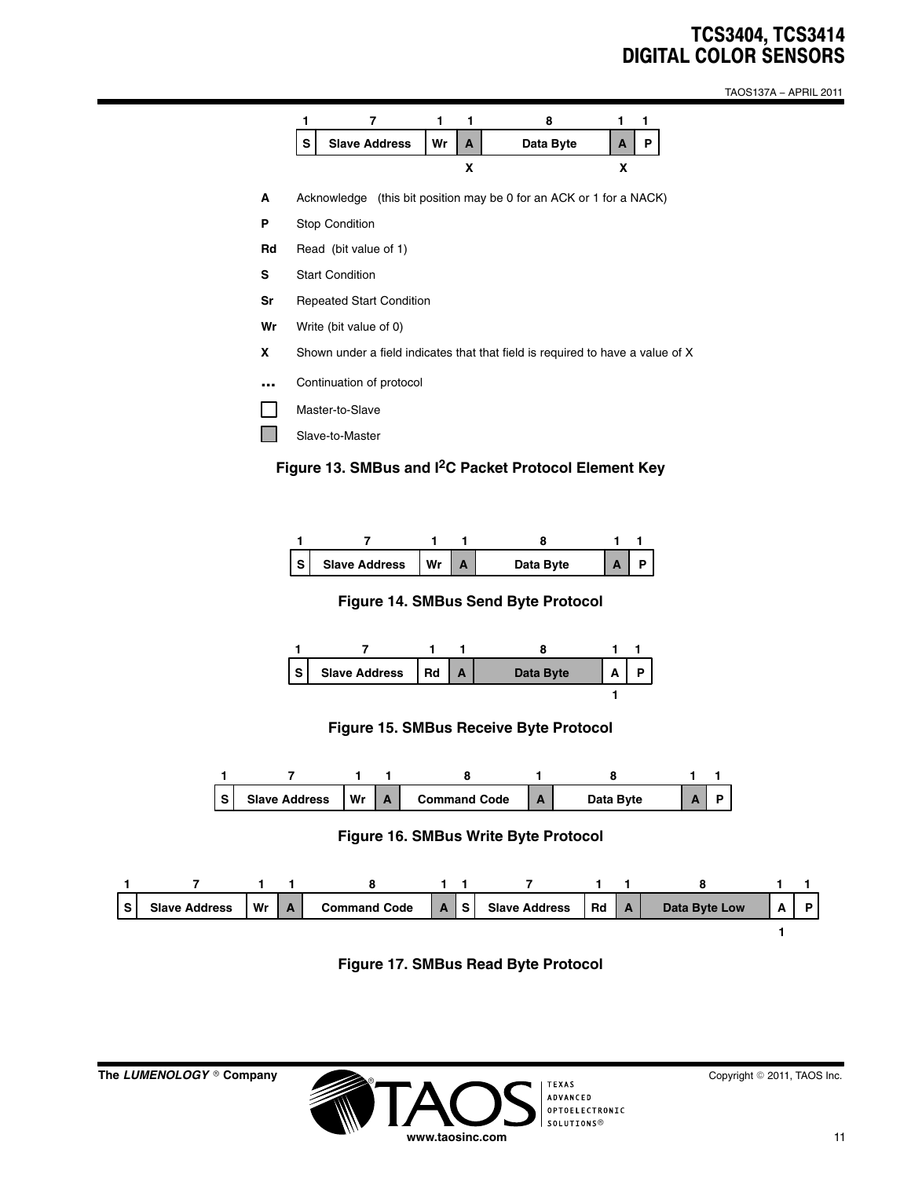| 1 | 7 | 1 | 1 | 8 | 1 | 1 |
|---|---|---|---|---|---|---|
| S | Slave Address | Wr | A | Data Byte | A | P |
| | | | X | | X | |

**A** Acknowledge (this bit position may be 0 for an ACK or 1 for a NACK)

**P** Stop Condition

**Rd** Read (bit value of 1)

**S** Start Condition

**Sr** Repeated Start Condition

**Wr** Write (bit value of 0)

**X** Shown under a field indicates that that field is required to have a value of X

**...** Continuation of protocol

☐ Master-to-Slave

■ Slave-to-Master

**Figure 13. SMBus and I$^2$C Packet Protocol Element Key**

| 1 | 7 | 1 | 1 | 8 | 1 | 1 |
|---|---|---|---|---|---|---|
| S | Slave Address | Wr | A | Data Byte | A | P |

**Figure 14. SMBus Send Byte Protocol**

| 1 | 7 | 1 | 1 | 8 | 1 | 1 |
|---|---|---|---|---|---|---|
| S | Slave Address | Rd | A | Data Byte | A | P |
| | | | | | 1 | |

**Figure 15. SMBus Receive Byte Protocol**

| 1 | 7 | 1 | 1 | 8 | 1 | 8 | 1 | 1 |
|---|---|---|---|---|---|---|---|---|
| S | Slave Address | Wr | A | Command Code | A | Data Byte | A | P |

**Figure 16. SMBus Write Byte Protocol**

| 1 | 7 | 1 | 1 | 8 | 1 | 1 | 7 | 1 | 1 | 8 | 1 | 1 |
|---|---|---|---|---|---|---|---|---|---|---|---|---|
| S | Slave Address | Wr | A | Command Code | A | S | Slave Address | Rd | A | Data Byte Low | A | P |
| | | | | | | | | | | | 1 | |

**Figure 17. SMBus Read Byte Protocol**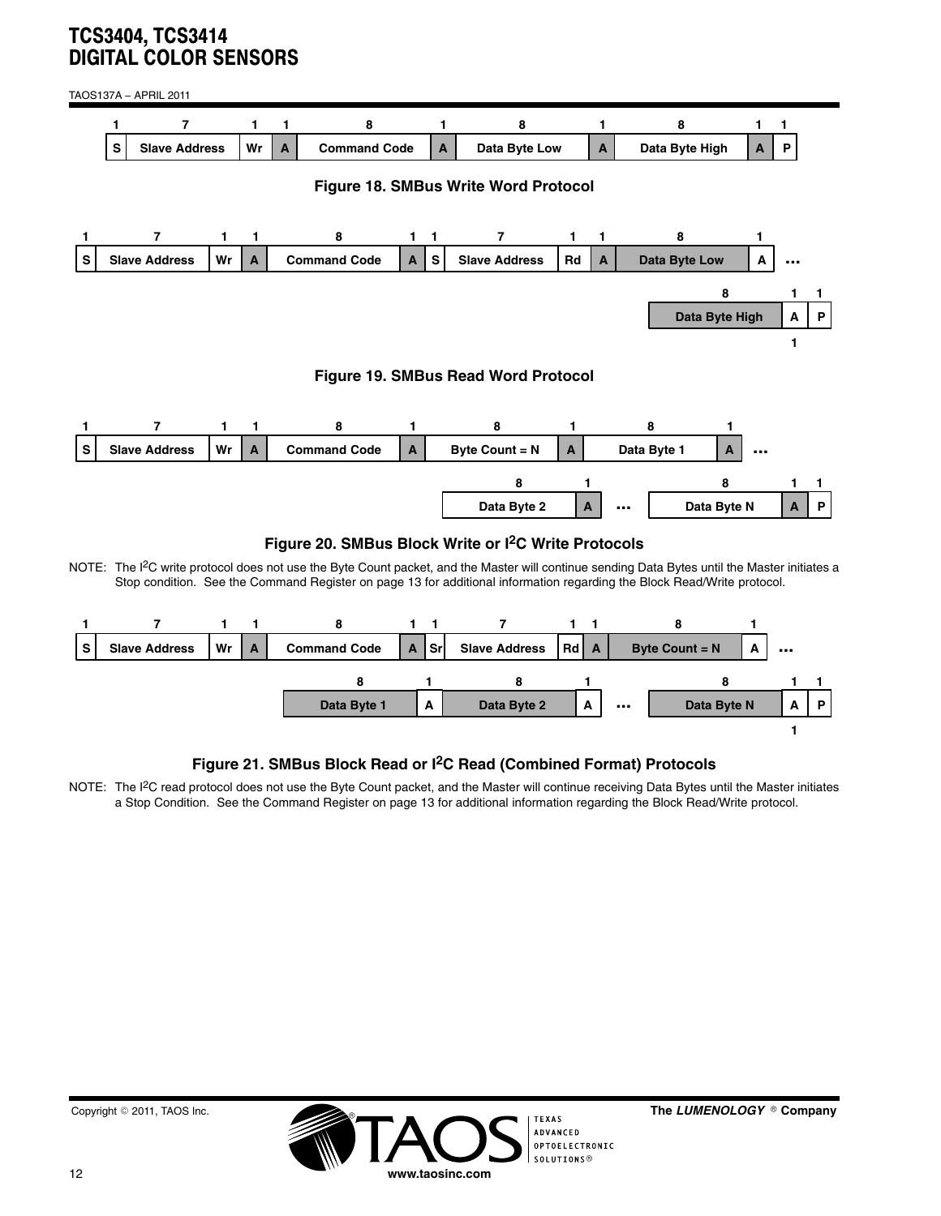| 1 | 7 | 1 | 1 | 8 | 1 | 8 | 1 | 8 | 1 | 1 |
|---|---|---|---|---|---|---|---|---|---|---|
| S | Slave Address | Wr | A | Command Code | A | Data Byte Low | A | Data Byte High | A | P |

**Figure 18. SMBus Write Word Protocol**

| 1 | 7 | 1 | 1 | 8 | 1 | 1 | 7 | 1 | 1 | 8 | 1 | |
|---|---|---|---|---|---|---|---|---|---|---|---|---|
| S | Slave Address | Wr | A | Command Code | A | S | Slave Address | Rd | A | Data Byte Low | A | ... |

| 8 | 1 | 1 |
|---|---|---|
| Data Byte High | A | P |
| | 1 | |

**Figure 19. SMBus Read Word Protocol**

| 1 | 7 | 1 | 1 | 8 | 1 | 8 | 1 | 8 | 1 | |
|---|---|---|---|---|---|---|---|---|---|---|
| S | Slave Address | Wr | A | Command Code | A | Byte Count = N | A | Data Byte 1 | A | ... |

| 8 | 1 | | 8 | 1 | 1 |
|---|---|---|---|---|---|
| Data Byte 2 | A | ... | Data Byte N | A | P |

**Figure 20. SMBus Block Write or I²C Write Protocols**

NOTE: The I²C write protocol does not use the Byte Count packet, and the Master will continue sending Data Bytes until the Master initiates a Stop condition. See the Command Register on page 13 for additional information regarding the Block Read/Write protocol.

| 1 | 7 | 1 | 1 | 8 | 1 | 1 | 7 | 1 | 1 | 8 | 1 | |
|---|---|---|---|---|---|---|---|---|---|---|---|---|
| S | Slave Address | Wr | A | Command Code | A | Sr | Slave Address | Rd | A | Byte Count = N | A | ... |

| 8 | 1 | 8 | 1 | | 8 | 1 | 1 |
|---|---|---|---|---|---|---|---|
| Data Byte 1 | A | Data Byte 2 | A | ... | Data Byte N | A | P |
| | | | | | | 1 | |

**Figure 21. SMBus Block Read or I²C Read (Combined Format) Protocols**

NOTE: The I²C read protocol does not use the Byte Count packet, and the Master will continue receiving Data Bytes until the Master initiates a Stop Condition. See the Command Register on page 13 for additional information regarding the Block Read/Write protocol.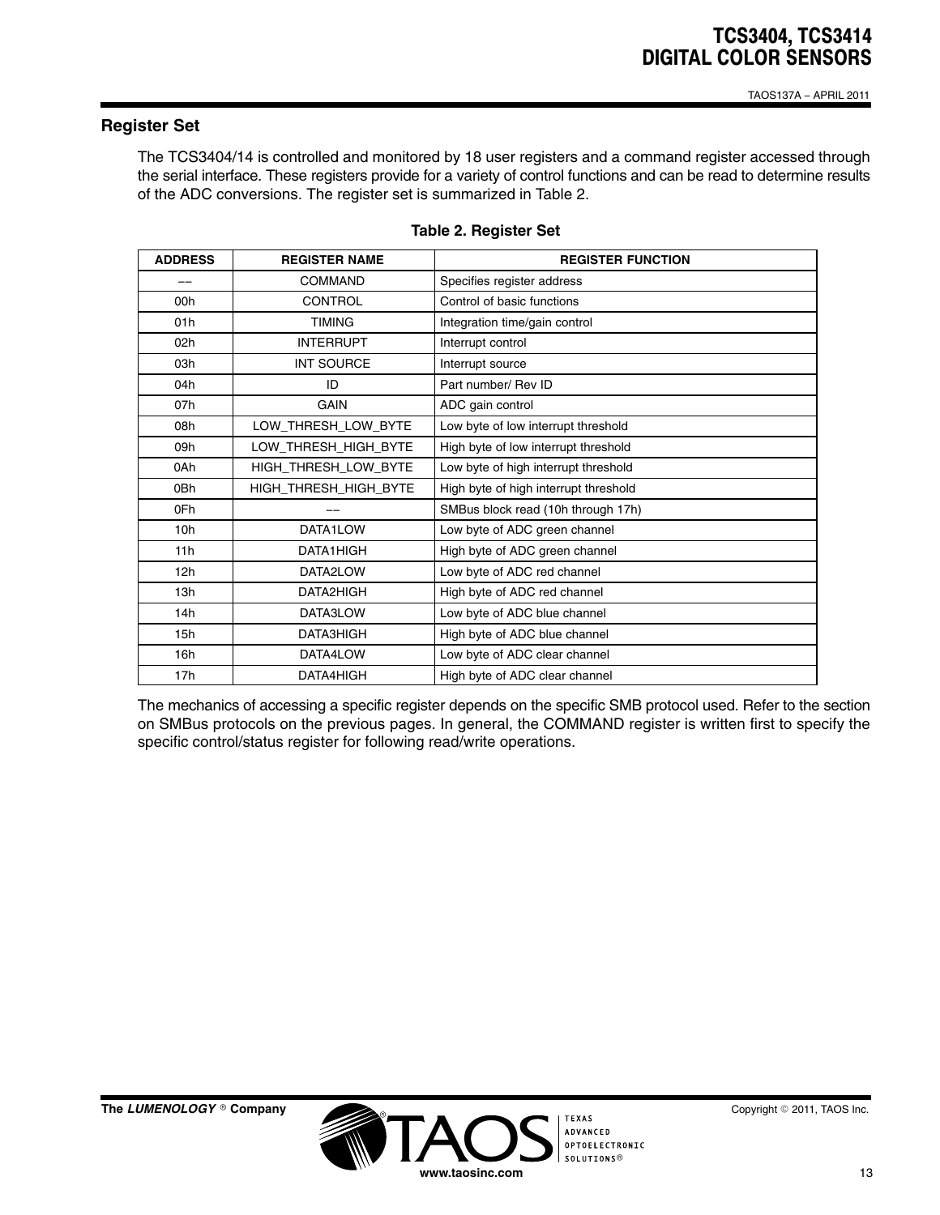## Register Set

The TCS3404/14 is controlled and monitored by 18 user registers and a command register accessed through the serial interface. These registers provide for a variety of control functions and can be read to determine results of the ADC conversions. The register set is summarized in Table 2.

**Table 2. Register Set**

| ADDRESS | REGISTER NAME | REGISTER FUNCTION |
|---|---|---|
| −− | COMMAND | Specifies register address |
| 00h | CONTROL | Control of basic functions |
| 01h | TIMING | Integration time/gain control |
| 02h | INTERRUPT | Interrupt control |
| 03h | INT SOURCE | Interrupt source |
| 04h | ID | Part number/ Rev ID |
| 07h | GAIN | ADC gain control |
| 08h | LOW_THRESH_LOW_BYTE | Low byte of low interrupt threshold |
| 09h | LOW_THRESH_HIGH_BYTE | High byte of low interrupt threshold |
| 0Ah | HIGH_THRESH_LOW_BYTE | Low byte of high interrupt threshold |
| 0Bh | HIGH_THRESH_HIGH_BYTE | High byte of high interrupt threshold |
| 0Fh | −− | SMBus block read (10h through 17h) |
| 10h | DATA1LOW | Low byte of ADC green channel |
| 11h | DATA1HIGH | High byte of ADC green channel |
| 12h | DATA2LOW | Low byte of ADC red channel |
| 13h | DATA2HIGH | High byte of ADC red channel |
| 14h | DATA3LOW | Low byte of ADC blue channel |
| 15h | DATA3HIGH | High byte of ADC blue channel |
| 16h | DATA4LOW | Low byte of ADC clear channel |
| 17h | DATA4HIGH | High byte of ADC clear channel |

The mechanics of accessing a specific register depends on the specific SMB protocol used. Refer to the section on SMBus protocols on the previous pages. In general, the COMMAND register is written first to specify the specific control/status register for following read/write operations.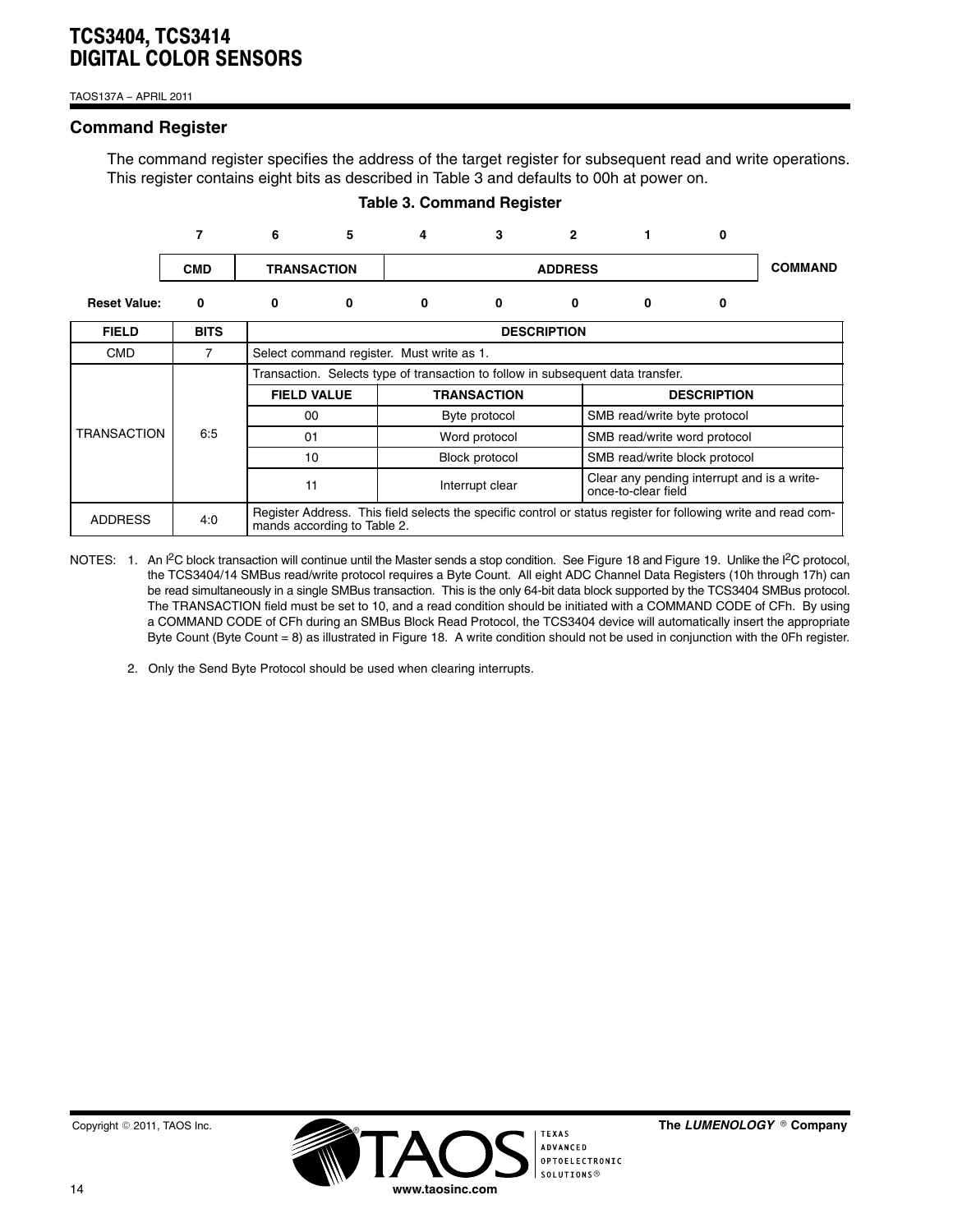## Command Register

The command register specifies the address of the target register for subsequent read and write operations. This register contains eight bits as described in Table 3 and defaults to 00h at power on.

**Table 3. Command Register**

| | 7 | 6 | 5 | 4 | 3 | 2 | 1 | 0 | |
|---|---|---|---|---|---|---|---|---|---|
| | CMD | TRANSACTION | | ADDRESS | | | | | COMMAND |
| Reset Value: | 0 | 0 | 0 | 0 | 0 | 0 | 0 | 0 | |

| FIELD | BITS | DESCRIPTION | | |
|---|---|---|---|---|
| CMD | 7 | Select command register. Must write as 1. | | |
| TRANSACTION | 6:5 | Transaction. Selects type of transaction to follow in subsequent data transfer. | | |
| | | **FIELD VALUE** | **TRANSACTION** | **DESCRIPTION** |
| | | 00 | Byte protocol | SMB read/write byte protocol |
| | | 01 | Word protocol | SMB read/write word protocol |
| | | 10 | Block protocol | SMB read/write block protocol |
| | | 11 | Interrupt clear | Clear any pending interrupt and is a write-once-to-clear field |
| ADDRESS | 4:0 | Register Address. This field selects the specific control or status register for following write and read commands according to Table 2. | | |

NOTES: 1. An I²C block transaction will continue until the Master sends a stop condition. See Figure 18 and Figure 19. Unlike the I²C protocol, the TCS3404/14 SMBus read/write protocol requires a Byte Count. All eight ADC Channel Data Registers (10h through 17h) can be read simultaneously in a single SMBus transaction. This is the only 64-bit data block supported by the TCS3404 SMBus protocol. The TRANSACTION field must be set to 10, and a read condition should be initiated with a COMMAND CODE of CFh. By using a COMMAND CODE of CFh during an SMBus Block Read Protocol, the TCS3404 device will automatically insert the appropriate Byte Count (Byte Count = 8) as illustrated in Figure 18. A write condition should not be used in conjunction with the 0Fh register.

2. Only the Send Byte Protocol should be used when clearing interrupts.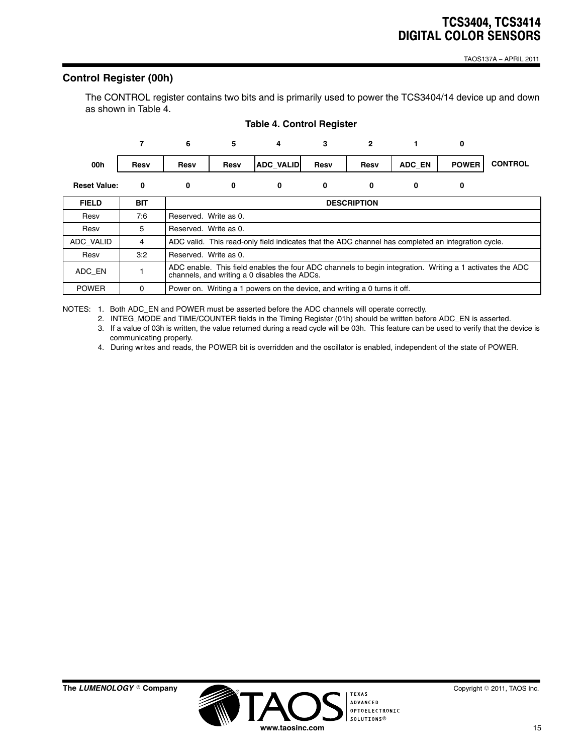## Control Register (00h)

The CONTROL register contains two bits and is primarily used to power the TCS3404/14 device up and down as shown in Table 4.

**Table 4. Control Register**

| | 7 | 6 | 5 | 4 | 3 | 2 | 1 | 0 | |
|---|---|---|---|---|---|---|---|---|---|
| **00h** | Resv | Resv | Resv | ADC_VALID | Resv | Resv | ADC_EN | POWER | **CONTROL** |
| **Reset Value:** | 0 | 0 | 0 | 0 | 0 | 0 | 0 | 0 | |

| FIELD | BIT | DESCRIPTION |
|---|---|---|
| Resv | 7:6 | Reserved. Write as 0. |
| Resv | 5 | Reserved. Write as 0. |
| ADC_VALID | 4 | ADC valid. This read-only field indicates that the ADC channel has completed an integration cycle. |
| Resv | 3:2 | Reserved. Write as 0. |
| ADC_EN | 1 | ADC enable. This field enables the four ADC channels to begin integration. Writing a 1 activates the ADC channels, and writing a 0 disables the ADCs. |
| POWER | 0 | Power on. Writing a 1 powers on the device, and writing a 0 turns it off. |

NOTES:
1. Both ADC_EN and POWER must be asserted before the ADC channels will operate correctly.
2. INTEG_MODE and TIME/COUNTER fields in the Timing Register (01h) should be written before ADC_EN is asserted.
3. If a value of 03h is written, the value returned during a read cycle will be 03h. This feature can be used to verify that the device is communicating properly.
4. During writes and reads, the POWER bit is overridden and the oscillator is enabled, independent of the state of POWER.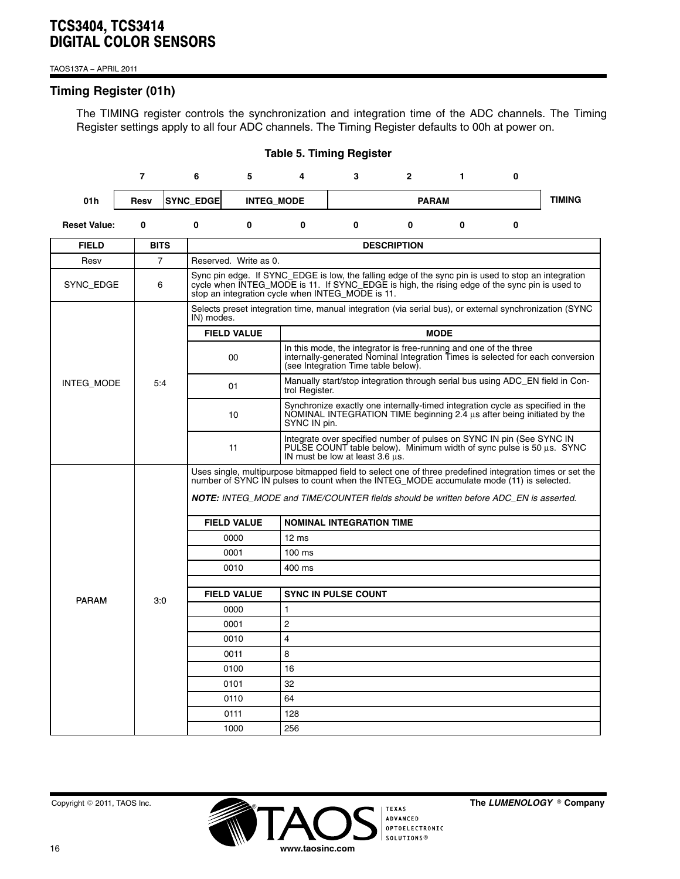## Timing Register (01h)

The TIMING register controls the synchronization and integration time of the ADC channels. The Timing Register settings apply to all four ADC channels. The Timing Register defaults to 00h at power on.

**Table 5. Timing Register**

| | 7 | 6 | 5 | 4 | 3 | 2 | 1 | 0 | |
|---|---|---|---|---|---|---|---|---|---|
| 01h | Resv | SYNC_EDGE | INTEG_MODE | | PARAM | | | | TIMING |
| Reset Value: | 0 | 0 | 0 | 0 | 0 | 0 | 0 | 0 | |

| FIELD | BITS | DESCRIPTION | |
|---|---|---|---|
| Resv | 7 | Reserved. Write as 0. | |
| SYNC_EDGE | 6 | Sync pin edge. If SYNC_EDGE is low, the falling edge of the sync pin is used to stop an integration cycle when INTEG_MODE is 11. If SYNC_EDGE is high, the rising edge of the sync pin is used to stop an integration cycle when INTEG_MODE is 11. | |
| INTEG_MODE | 5:4 | Selects preset integration time, manual integration (via serial bus), or external synchronization (SYNC IN) modes. | |
| | | **FIELD VALUE** | **MODE** |
| | | 00 | In this mode, the integrator is free-running and one of the three internally-generated Nominal Integration Times is selected for each conversion (see Integration Time table below). |
| | | 01 | Manually start/stop integration through serial bus using ADC_EN field in Control Register. |
| | | 10 | Synchronize exactly one internally-timed integration cycle as specified in the NOMINAL INTEGRATION TIME beginning 2.4 µs after being initiated by the SYNC IN pin. |
| | | 11 | Integrate over specified number of pulses on SYNC IN pin (See SYNC IN PULSE COUNT table below). Minimum width of sync pulse is 50 µs. SYNC IN must be low at least 3.6 µs. |
| PARAM | 3:0 | Uses single, multipurpose bitmapped field to select one of three predefined integration times or set the number of SYNC IN pulses to count when the INTEG_MODE accumulate mode (11) is selected.<br><br>***NOTE:*** *INTEG_MODE and TIME/COUNTER fields should be written before ADC_EN is asserted.* | |
| | | **FIELD VALUE** | **NOMINAL INTEGRATION TIME** |
| | | 0000 | 12 ms |
| | | 0001 | 100 ms |
| | | 0010 | 400 ms |
| | | | |
| | | **FIELD VALUE** | **SYNC IN PULSE COUNT** |
| | | 0000 | 1 |
| | | 0001 | 2 |
| | | 0010 | 4 |
| | | 0011 | 8 |
| | | 0100 | 16 |
| | | 0101 | 32 |
| | | 0110 | 64 |
| | | 0111 | 128 |
| | | 1000 | 256 |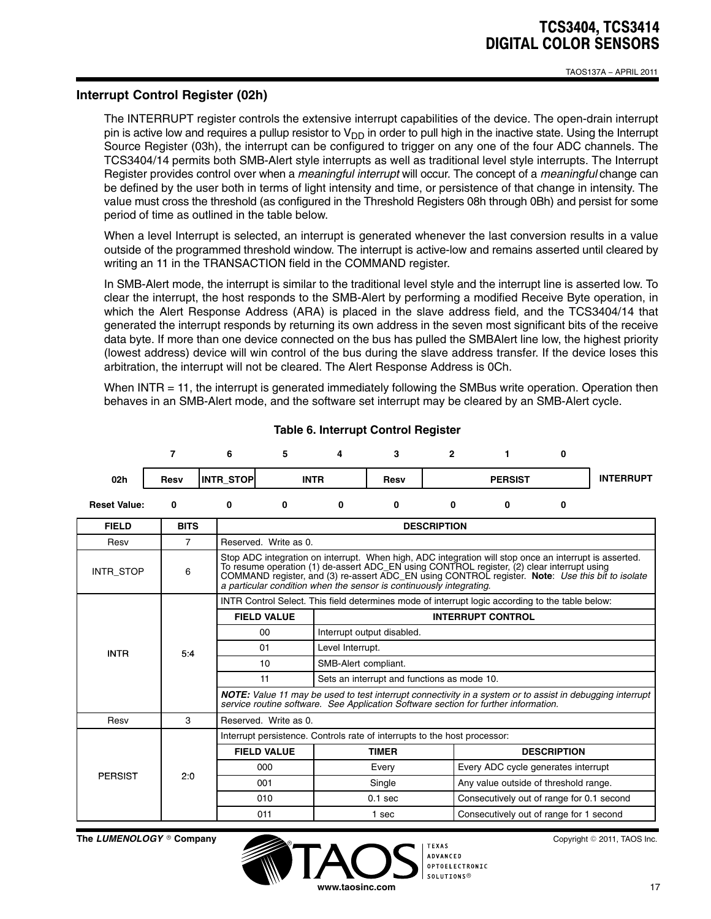## Interrupt Control Register (02h)

The INTERRUPT register controls the extensive interrupt capabilities of the device. The open-drain interrupt pin is active low and requires a pullup resistor to $V_{DD}$ in order to pull high in the inactive state. Using the Interrupt Source Register (03h), the interrupt can be configured to trigger on any one of the four ADC channels. The TCS3404/14 permits both SMB-Alert style interrupts as well as traditional level style interrupts. The Interrupt Register provides control over when a *meaningful interrupt* will occur. The concept of a *meaningful* change can be defined by the user both in terms of light intensity and time, or persistence of that change in intensity. The value must cross the threshold (as configured in the Threshold Registers 08h through 0Bh) and persist for some period of time as outlined in the table below.

When a level Interrupt is selected, an interrupt is generated whenever the last conversion results in a value outside of the programmed threshold window. The interrupt is active-low and remains asserted until cleared by writing an 11 in the TRANSACTION field in the COMMAND register.

In SMB-Alert mode, the interrupt is similar to the traditional level style and the interrupt line is asserted low. To clear the interrupt, the host responds to the SMB-Alert by performing a modified Receive Byte operation, in which the Alert Response Address (ARA) is placed in the slave address field, and the TCS3404/14 that generated the interrupt responds by returning its own address in the seven most significant bits of the receive data byte. If more than one device connected on the bus has pulled the SMBAlert line low, the highest priority (lowest address) device will win control of the bus during the slave address transfer. If the device loses this arbitration, the interrupt will not be cleared. The Alert Response Address is 0Ch.

When INTR = 11, the interrupt is generated immediately following the SMBus write operation. Operation then behaves in an SMB-Alert mode, and the software set interrupt may be cleared by an SMB-Alert cycle.

**Table 6. Interrupt Control Register**

| | 7 | 6 | 5 | 4 | 3 | 2 | 1 | 0 | |
|---|---|---|---|---|---|---|---|---|---|
| 02h | Resv | INTR_STOP | INTR | | Resv | PERSIST | | | INTERRUPT |
| Reset Value: | 0 | 0 | 0 | 0 | 0 | 0 | 0 | 0 | |

| FIELD | BITS | DESCRIPTION | | |
|---|---|---|---|---|
| Resv | 7 | Reserved. Write as 0. | | |
| INTR_STOP | 6 | Stop ADC integration on interrupt. When high, ADC integration will stop once an interrupt is asserted. To resume operation (1) de-assert ADC_EN using CONTROL register, (2) clear interrupt using COMMAND register, and (3) re-assert ADC_EN using CONTROL register. **Note**: *Use this bit to isolate a particular condition when the sensor is continuously integrating.* | | |
| INTR | 5:4 | INTR Control Select. This field determines mode of interrupt logic according to the table below: | | |
| | | **FIELD VALUE** | **INTERRUPT CONTROL** | |
| | | 00 | Interrupt output disabled. | |
| | | 01 | Level Interrupt. | |
| | | 10 | SMB-Alert compliant. | |
| | | 11 | Sets an interrupt and functions as mode 10. | |
| | | ***NOTE:*** *Value 11 may be used to test interrupt connectivity in a system or to assist in debugging interrupt service routine software. See Application Software section for further information.* | | |
| Resv | 3 | Reserved. Write as 0. | | |
| PERSIST | 2:0 | Interrupt persistence. Controls rate of interrupts to the host processor: | | |
| | | **FIELD VALUE** | **TIMER** | **DESCRIPTION** |
| | | 000 | Every | Every ADC cycle generates interrupt |
| | | 001 | Single | Any value outside of threshold range. |
| | | 010 | 0.1 sec | Consecutively out of range for 0.1 second |
| | | 011 | 1 sec | Consecutively out of range for 1 second |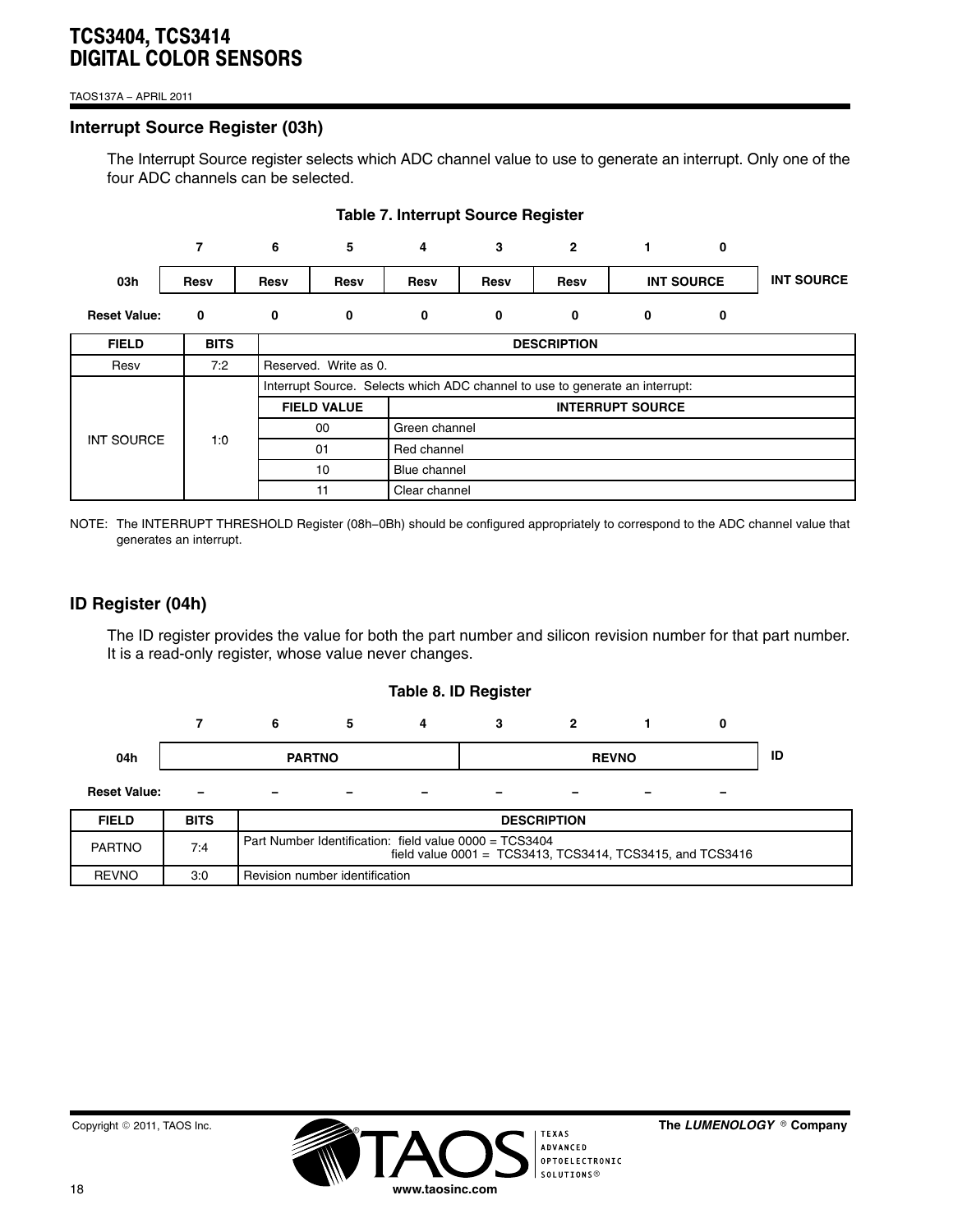## Interrupt Source Register (03h)

The Interrupt Source register selects which ADC channel value to use to generate an interrupt. Only one of the four ADC channels can be selected.

**Table 7. Interrupt Source Register**

| | 7 | 6 | 5 | 4 | 3 | 2 | 1 | 0 | |
|---|---|---|---|---|---|---|---|---|---|
| **03h** | Resv | Resv | Resv | Resv | Resv | Resv | INT SOURCE | | **INT SOURCE** |
| **Reset Value:** | 0 | 0 | 0 | 0 | 0 | 0 | 0 | 0 | |

| FIELD | BITS | DESCRIPTION | |
|---|---|---|---|
| Resv | 7:2 | Reserved. Write as 0. | |
| INT SOURCE | 1:0 | Interrupt Source. Selects which ADC channel to use to generate an interrupt: | |
| | | **FIELD VALUE** | **INTERRUPT SOURCE** |
| | | 00 | Green channel |
| | | 01 | Red channel |
| | | 10 | Blue channel |
| | | 11 | Clear channel |

NOTE: The INTERRUPT THRESHOLD Register (08h−0Bh) should be configured appropriately to correspond to the ADC channel value that generates an interrupt.

## ID Register (04h)

The ID register provides the value for both the part number and silicon revision number for that part number. It is a read-only register, whose value never changes.

**Table 8. ID Register**

| | 7 | 6 | 5 | 4 | 3 | 2 | 1 | 0 | |
|---|---|---|---|---|---|---|---|---|---|
| **04h** | PARTNO | | | | REVNO | | | | **ID** |
| **Reset Value:** | – | – | – | – | – | – | – | – | |

| FIELD | BITS | DESCRIPTION |
|---|---|---|
| PARTNO | 7:4 | Part Number Identification: field value 0000 = TCS3404<br>field value 0001 = TCS3413, TCS3414, TCS3415, and TCS3416 |
| REVNO | 3:0 | Revision number identification |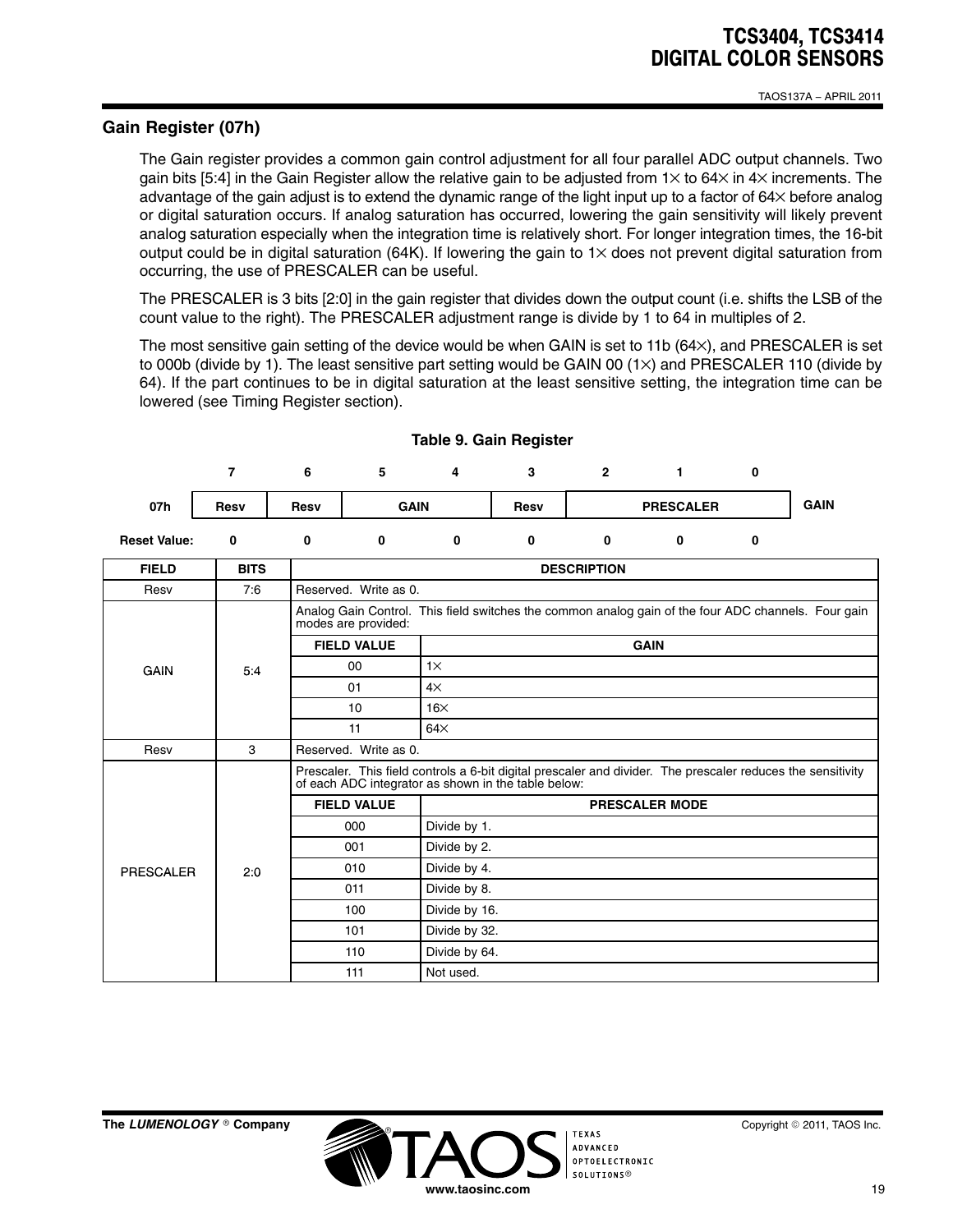## Gain Register (07h)

The Gain register provides a common gain control adjustment for all four parallel ADC output channels. Two gain bits [5:4] in the Gain Register allow the relative gain to be adjusted from 1× to 64× in 4× increments. The advantage of the gain adjust is to extend the dynamic range of the light input up to a factor of 64× before analog or digital saturation occurs. If analog saturation has occurred, lowering the gain sensitivity will likely prevent analog saturation especially when the integration time is relatively short. For longer integration times, the 16-bit output could be in digital saturation (64K). If lowering the gain to 1× does not prevent digital saturation from occurring, the use of PRESCALER can be useful.

The PRESCALER is 3 bits [2:0] in the gain register that divides down the output count (i.e. shifts the LSB of the count value to the right). The PRESCALER adjustment range is divide by 1 to 64 in multiples of 2.

The most sensitive gain setting of the device would be when GAIN is set to 11b (64×), and PRESCALER is set to 000b (divide by 1). The least sensitive part setting would be GAIN 00 (1×) and PRESCALER 110 (divide by 64). If the part continues to be in digital saturation at the least sensitive setting, the integration time can be lowered (see Timing Register section).

**Table 9. Gain Register**

| | 7 | 6 | 5 | 4 | 3 | 2 | 1 | 0 | |
|---|---|---|---|---|---|---|---|---|---|
| 07h | Resv | Resv | GAIN | | Resv | PRESCALER | | | GAIN |
| Reset Value: | 0 | 0 | 0 | 0 | 0 | 0 | 0 | 0 | |

| FIELD | BITS | DESCRIPTION | |
|---|---|---|---|
| Resv | 7:6 | Reserved. Write as 0. | |
| GAIN | 5:4 | Analog Gain Control. This field switches the common analog gain of the four ADC channels. Four gain modes are provided: | |
| | | **FIELD VALUE** | **GAIN** |
| | | 00 | 1× |
| | | 01 | 4× |
| | | 10 | 16× |
| | | 11 | 64× |
| Resv | 3 | Reserved. Write as 0. | |
| PRESCALER | 2:0 | Prescaler. This field controls a 6-bit digital prescaler and divider. The prescaler reduces the sensitivity of each ADC integrator as shown in the table below: | |
| | | **FIELD VALUE** | **PRESCALER MODE** |
| | | 000 | Divide by 1. |
| | | 001 | Divide by 2. |
| | | 010 | Divide by 4. |
| | | 011 | Divide by 8. |
| | | 100 | Divide by 16. |
| | | 101 | Divide by 32. |
| | | 110 | Divide by 64. |
| | | 111 | Not used. |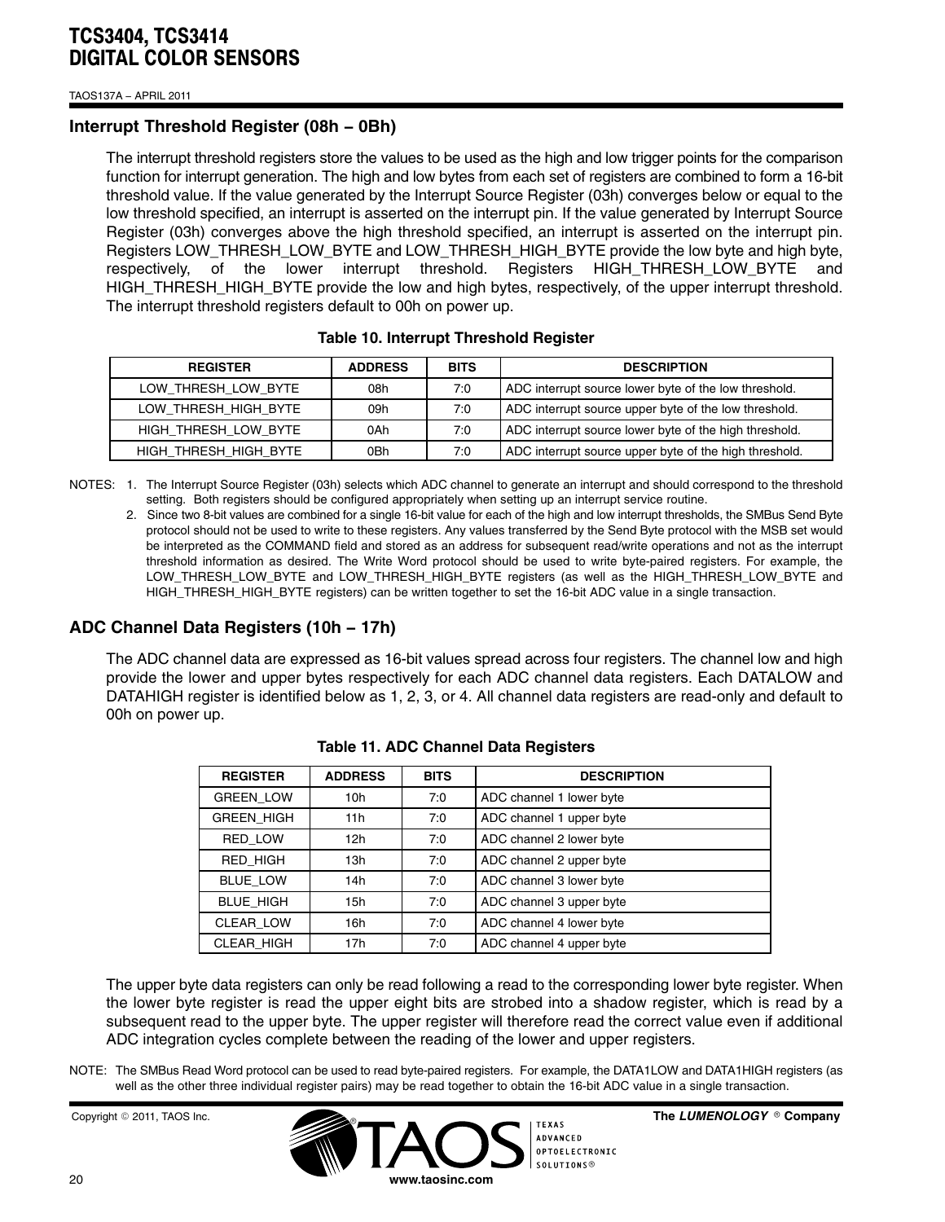## Interrupt Threshold Register (08h − 0Bh)

The interrupt threshold registers store the values to be used as the high and low trigger points for the comparison function for interrupt generation. The high and low bytes from each set of registers are combined to form a 16-bit threshold value. If the value generated by the Interrupt Source Register (03h) converges below or equal to the low threshold specified, an interrupt is asserted on the interrupt pin. If the value generated by Interrupt Source Register (03h) converges above the high threshold specified, an interrupt is asserted on the interrupt pin. Registers LOW_THRESH_LOW_BYTE and LOW_THRESH_HIGH_BYTE provide the low byte and high byte, respectively, of the lower interrupt threshold. Registers HIGH_THRESH_LOW_BYTE and HIGH_THRESH_HIGH_BYTE provide the low and high bytes, respectively, of the upper interrupt threshold. The interrupt threshold registers default to 00h on power up.

**Table 10. Interrupt Threshold Register**

| REGISTER | ADDRESS | BITS | DESCRIPTION |
|---|---|---|---|
| LOW_THRESH_LOW_BYTE | 08h | 7:0 | ADC interrupt source lower byte of the low threshold. |
| LOW_THRESH_HIGH_BYTE | 09h | 7:0 | ADC interrupt source upper byte of the low threshold. |
| HIGH_THRESH_LOW_BYTE | 0Ah | 7:0 | ADC interrupt source lower byte of the high threshold. |
| HIGH_THRESH_HIGH_BYTE | 0Bh | 7:0 | ADC interrupt source upper byte of the high threshold. |

NOTES:
1. The Interrupt Source Register (03h) selects which ADC channel to generate an interrupt and should correspond to the threshold setting. Both registers should be configured appropriately when setting up an interrupt service routine.
2. Since two 8-bit values are combined for a single 16-bit value for each of the high and low interrupt thresholds, the SMBus Send Byte protocol should not be used to write to these registers. Any values transferred by the Send Byte protocol with the MSB set would be interpreted as the COMMAND field and stored as an address for subsequent read/write operations and not as the interrupt threshold information as desired. The Write Word protocol should be used to write byte-paired registers. For example, the LOW_THRESH_LOW_BYTE and LOW_THRESH_HIGH_BYTE registers (as well as the HIGH_THRESH_LOW_BYTE and HIGH_THRESH_HIGH_BYTE registers) can be written together to set the 16-bit ADC value in a single transaction.

## ADC Channel Data Registers (10h − 17h)

The ADC channel data are expressed as 16-bit values spread across four registers. The channel low and high provide the lower and upper bytes respectively for each ADC channel data registers. Each DATALOW and DATAHIGH register is identified below as 1, 2, 3, or 4. All channel data registers are read-only and default to 00h on power up.

**Table 11. ADC Channel Data Registers**

| REGISTER | ADDRESS | BITS | DESCRIPTION |
|---|---|---|---|
| GREEN_LOW | 10h | 7:0 | ADC channel 1 lower byte |
| GREEN_HIGH | 11h | 7:0 | ADC channel 1 upper byte |
| RED_LOW | 12h | 7:0 | ADC channel 2 lower byte |
| RED_HIGH | 13h | 7:0 | ADC channel 2 upper byte |
| BLUE_LOW | 14h | 7:0 | ADC channel 3 lower byte |
| BLUE_HIGH | 15h | 7:0 | ADC channel 3 upper byte |
| CLEAR_LOW | 16h | 7:0 | ADC channel 4 lower byte |
| CLEAR_HIGH | 17h | 7:0 | ADC channel 4 upper byte |

The upper byte data registers can only be read following a read to the corresponding lower byte register. When the lower byte register is read the upper eight bits are strobed into a shadow register, which is read by a subsequent read to the upper byte. The upper register will therefore read the correct value even if additional ADC integration cycles complete between the reading of the lower and upper registers.

NOTE: The SMBus Read Word protocol can be used to read byte-paired registers. For example, the DATA1LOW and DATA1HIGH registers (as well as the other three individual register pairs) may be read together to obtain the 16-bit ADC value in a single transaction.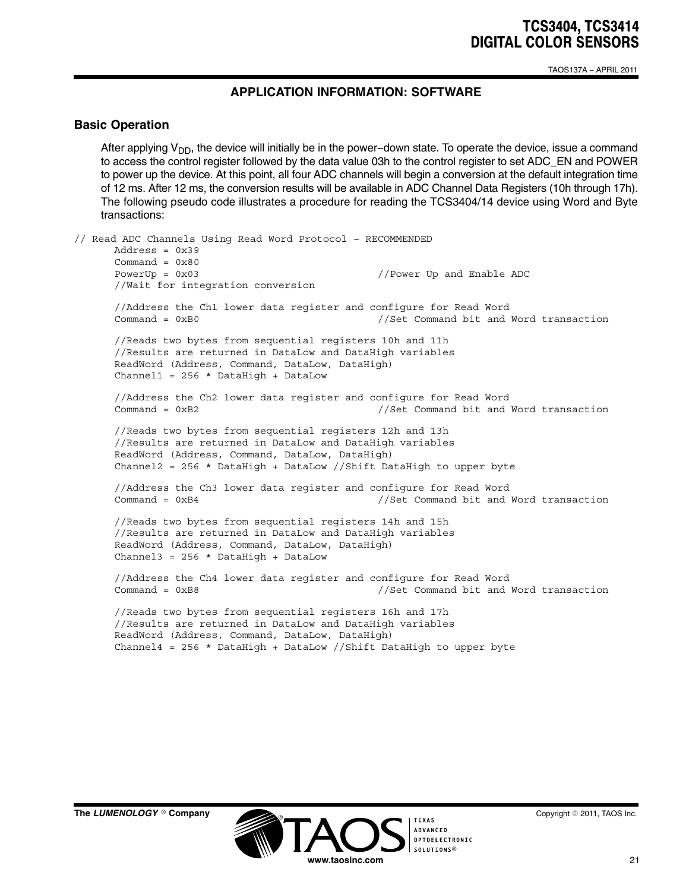## APPLICATION INFORMATION: SOFTWARE

### Basic Operation

After applying $V_{DD}$, the device will initially be in the power−down state. To operate the device, issue a command to access the control register followed by the data value 03h to the control register to set ADC_EN and POWER to power up the device. At this point, all four ADC channels will begin a conversion at the default integration time of 12 ms. After 12 ms, the conversion results will be available in ADC Channel Data Registers (10h through 17h). The following pseudo code illustrates a procedure for reading the TCS3404/14 device using Word and Byte transactions:

```
// Read ADC Channels Using Read Word Protocol − RECOMMENDED
       Address = 0x39
       Command = 0x80
       PowerUp = 0x03                          //Power Up and Enable ADC
       //Wait for integration conversion

       //Address the Ch1 lower data register and configure for Read Word
       Command = 0xB0                          //Set Command bit and Word transaction

       //Reads two bytes from sequential registers 10h and 11h
       //Results are returned in DataLow and DataHigh variables
       ReadWord (Address, Command, DataLow, DataHigh)
       Channel1 = 256 * DataHigh + DataLow

       //Address the Ch2 lower data register and configure for Read Word
       Command = 0xB2                          //Set Command bit and Word transaction

       //Reads two bytes from sequential registers 12h and 13h
       //Results are returned in DataLow and DataHigh variables
       ReadWord (Address, Command, DataLow, DataHigh)
       Channel2 = 256 * DataHigh + DataLow //Shift DataHigh to upper byte

       //Address the Ch3 lower data register and configure for Read Word
       Command = 0xB4                          //Set Command bit and Word transaction

       //Reads two bytes from sequential registers 14h and 15h
       //Results are returned in DataLow and DataHigh variables
       ReadWord (Address, Command, DataLow, DataHigh)
       Channel3 = 256 * DataHigh + DataLow

       //Address the Ch4 lower data register and configure for Read Word
       Command = 0xB8                          //Set Command bit and Word transaction

       //Reads two bytes from sequential registers 16h and 17h
       //Results are returned in DataLow and DataHigh variables
       ReadWord (Address, Command, DataLow, DataHigh)
       Channel4 = 256 * DataHigh + DataLow //Shift DataHigh to upper byte
```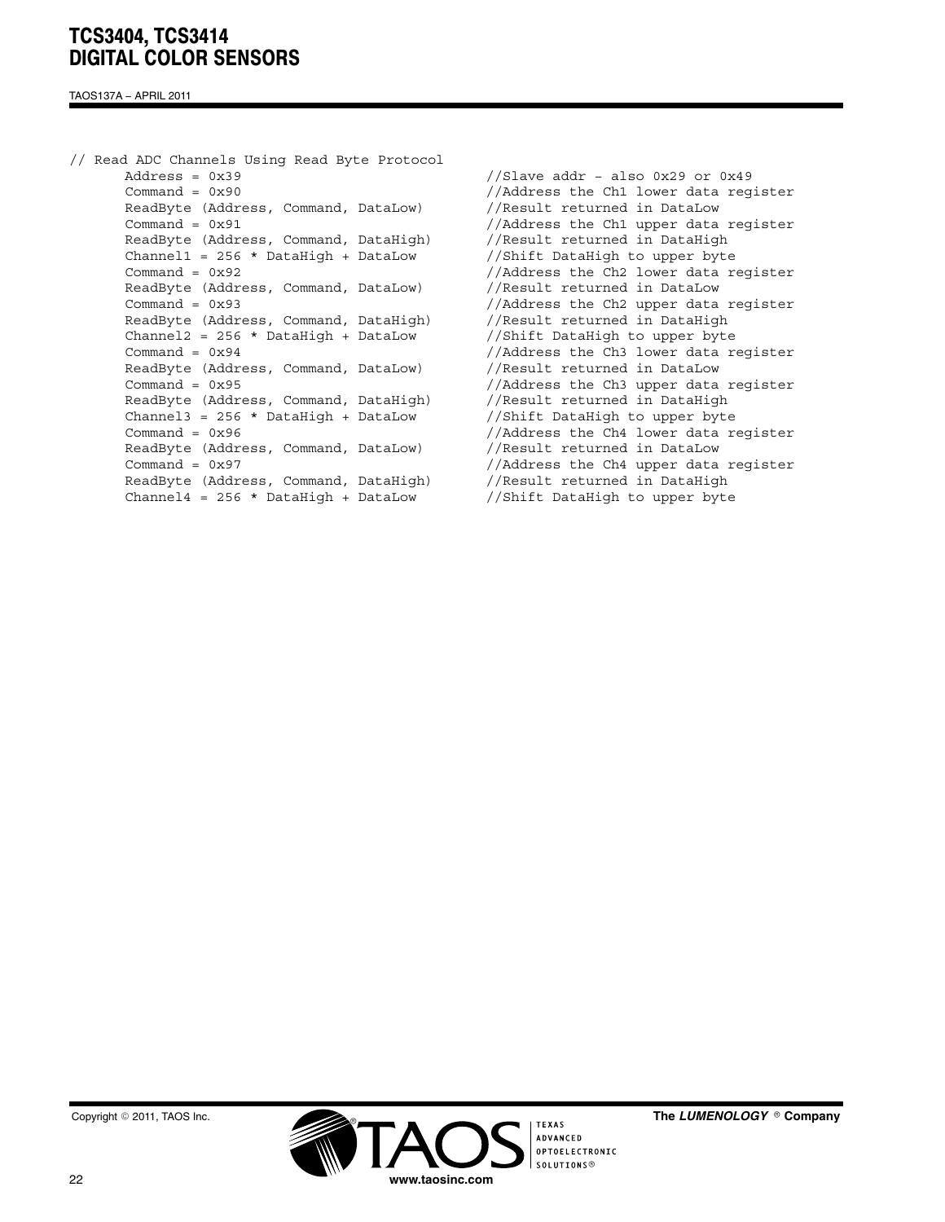```
// Read ADC Channels Using Read Byte Protocol
       Address = 0x39                               //Slave addr – also 0x29 or 0x49
       Command = 0x90                               //Address the Ch1 lower data register
       ReadByte (Address, Command, DataLow)         //Result returned in DataLow
       Command = 0x91                               //Address the Ch1 upper data register
       ReadByte (Address, Command, DataHigh)        //Result returned in DataHigh
       Channel1 = 256 * DataHigh + DataLow          //Shift DataHigh to upper byte
       Command = 0x92                               //Address the Ch2 lower data register
       ReadByte (Address, Command, DataLow)         //Result returned in DataLow
       Command = 0x93                               //Address the Ch2 upper data register
       ReadByte (Address, Command, DataHigh)        //Result returned in DataHigh
       Channel2 = 256 * DataHigh + DataLow          //Shift DataHigh to upper byte
       Command = 0x94                               //Address the Ch3 lower data register
       ReadByte (Address, Command, DataLow)         //Result returned in DataLow
       Command = 0x95                               //Address the Ch3 upper data register
       ReadByte (Address, Command, DataHigh)        //Result returned in DataHigh
       Channel3 = 256 * DataHigh + DataLow          //Shift DataHigh to upper byte
       Command = 0x96                               //Address the Ch4 lower data register
       ReadByte (Address, Command, DataLow)         //Result returned in DataLow
       Command = 0x97                               //Address the Ch4 upper data register
       ReadByte (Address, Command, DataHigh)        //Result returned in DataHigh
       Channel4 = 256 * DataHigh + DataLow          //Shift DataHigh to upper byte
```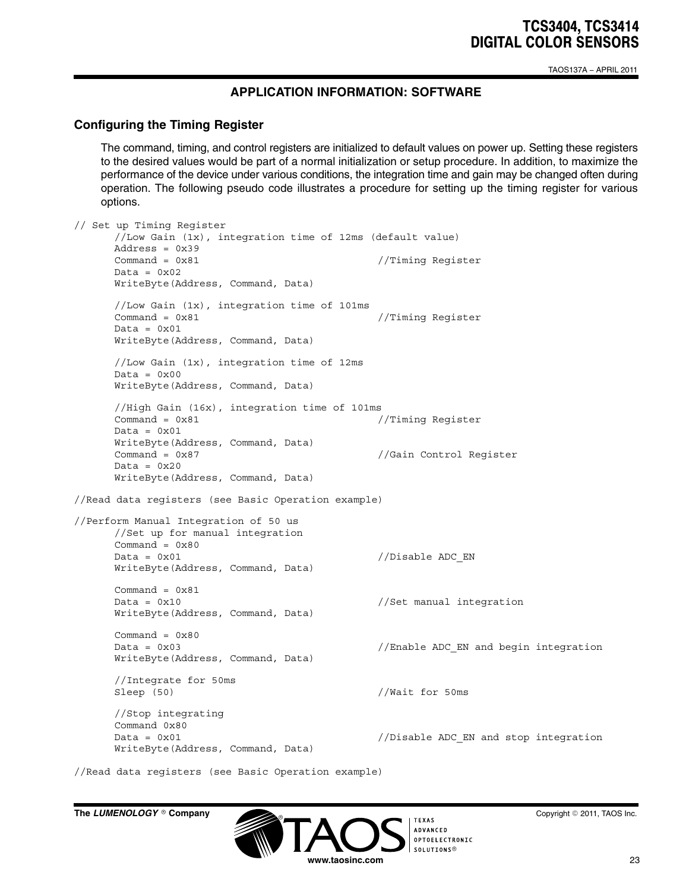## APPLICATION INFORMATION: SOFTWARE

### Configuring the Timing Register

The command, timing, and control registers are initialized to default values on power up. Setting these registers to the desired values would be part of a normal initialization or setup procedure. In addition, to maximize the performance of the device under various conditions, the integration time and gain may be changed often during operation. The following pseudo code illustrates a procedure for setting up the timing register for various options.

```
// Set up Timing Register
      //Low Gain (1x), integration time of 12ms (default value)
      Address = 0x39
      Command = 0x81                              //Timing Register
      Data = 0x02
      WriteByte(Address, Command, Data)

      //Low Gain (1x), integration time of 101ms
      Command = 0x81                              //Timing Register
      Data = 0x01
      WriteByte(Address, Command, Data)

      //Low Gain (1x), integration time of 12ms
      Data = 0x00
      WriteByte(Address, Command, Data)

      //High Gain (16x), integration time of 101ms
      Command = 0x81                              //Timing Register
      Data = 0x01
      WriteByte(Address, Command, Data)
      Command = 0x87                              //Gain Control Register
      Data = 0x20
      WriteByte(Address, Command, Data)

//Read data registers (see Basic Operation example)

//Perform Manual Integration of 50 us
      //Set up for manual integration
      Command = 0x80
      Data = 0x01                                 //Disable ADC_EN
      WriteByte(Address, Command, Data)

      Command = 0x81
      Data = 0x10                                 //Set manual integration
      WriteByte(Address, Command, Data)

      Command = 0x80
      Data = 0x03                                 //Enable ADC_EN and begin integration
      WriteByte(Address, Command, Data)

      //Integrate for 50ms
      Sleep (50)                                  //Wait for 50ms

      //Stop integrating
      Command 0x80
      Data = 0x01                                 //Disable ADC_EN and stop integration
      WriteByte(Address, Command, Data)

//Read data registers (see Basic Operation example)
```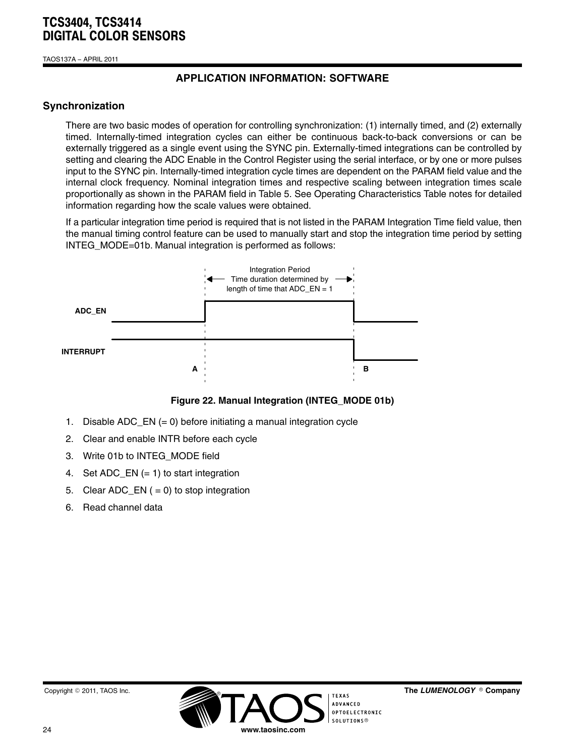## APPLICATION INFORMATION: SOFTWARE

### Synchronization

There are two basic modes of operation for controlling synchronization: (1) internally timed, and (2) externally timed. Internally-timed integration cycles can either be continuous back-to-back conversions or can be externally triggered as a single event using the SYNC pin. Externally-timed integrations can be controlled by setting and clearing the ADC Enable in the Control Register using the serial interface, or by one or more pulses input to the SYNC pin. Internally-timed integration cycle times are dependent on the PARAM field value and the internal clock frequency. Nominal integration times and respective scaling between integration times scale proportionally as shown in the PARAM field in Table 5. See Operating Characteristics Table notes for detailed information regarding how the scale values were obtained.

If a particular integration time period is required that is not listed in the PARAM Integration Time field value, then the manual timing control feature can be used to manually start and stop the integration time period by setting INTEG_MODE=01b. Manual integration is performed as follows:

Integration Period
Time duration determined by length of time that ADC_EN = 1

ADC_EN

INTERRUPT

A B

**Figure 22. Manual Integration (INTEG_MODE 01b)**

1. Disable ADC_EN (= 0) before initiating a manual integration cycle
2. Clear and enable INTR before each cycle
3. Write 01b to INTEG_MODE field
4. Set ADC_EN (= 1) to start integration
5. Clear ADC_EN ( = 0) to stop integration
6. Read channel data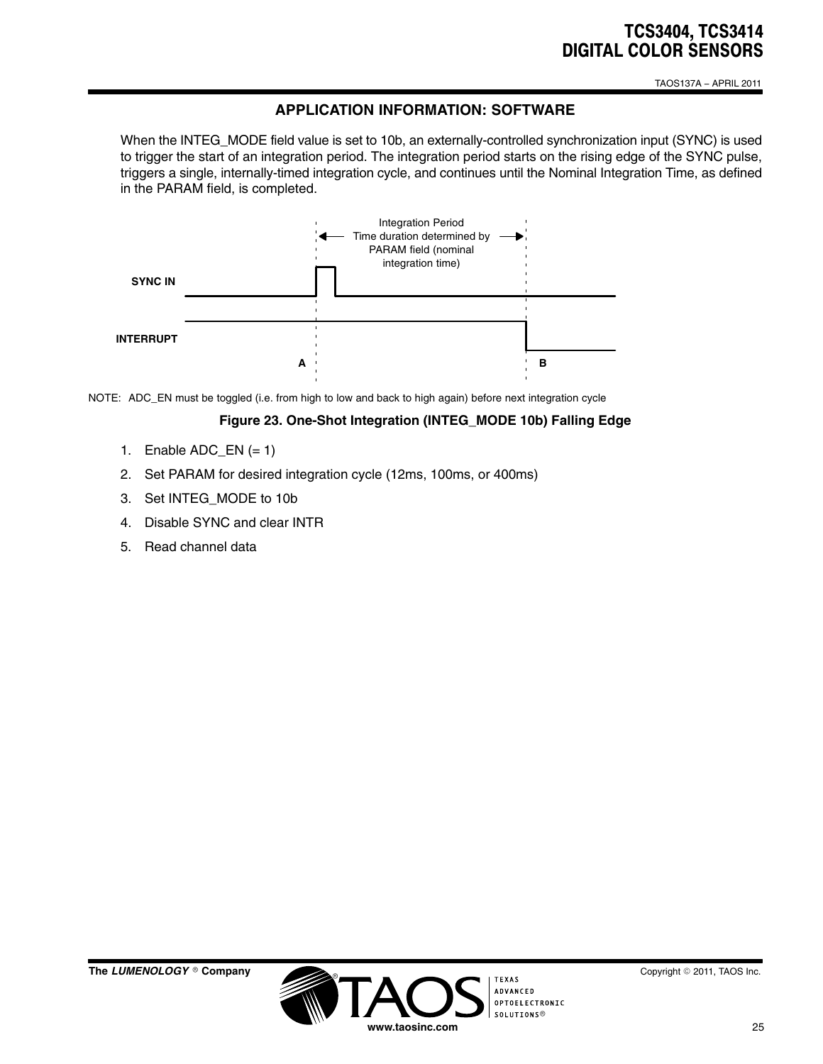## APPLICATION INFORMATION: SOFTWARE

When the INTEG_MODE field value is set to 10b, an externally-controlled synchronization input (SYNC) is used to trigger the start of an integration period. The integration period starts on the rising edge of the SYNC pulse, triggers a single, internally-timed integration cycle, and continues until the Nominal Integration Time, as defined in the PARAM field, is completed.

Integration Period Time duration determined by PARAM field (nominal integration time)

SYNC IN

INTERRUPT

A B

NOTE: ADC_EN must be toggled (i.e. from high to low and back to high again) before next integration cycle

**Figure 23. One-Shot Integration (INTEG_MODE 10b) Falling Edge**

1. Enable ADC_EN (= 1)
2. Set PARAM for desired integration cycle (12ms, 100ms, or 400ms)
3. Set INTEG_MODE to 10b
4. Disable SYNC and clear INTR
5. Read channel data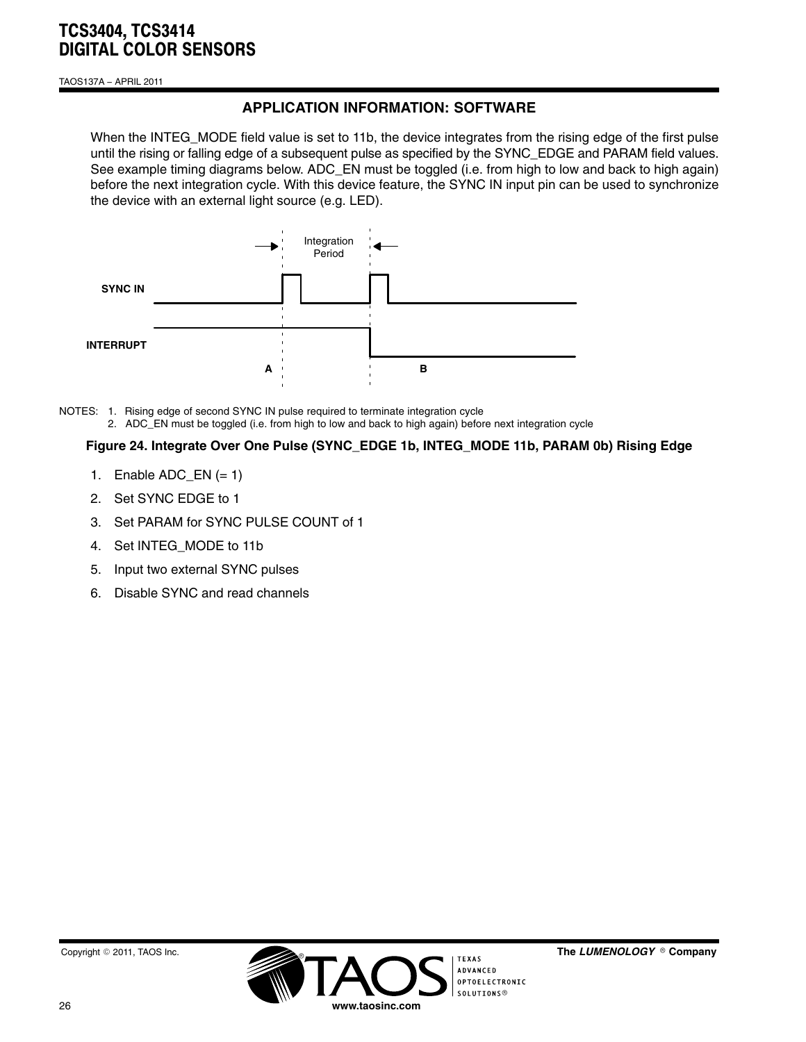## APPLICATION INFORMATION: SOFTWARE

When the INTEG_MODE field value is set to 11b, the device integrates from the rising edge of the first pulse until the rising or falling edge of a subsequent pulse as specified by the SYNC_EDGE and PARAM field values. See example timing diagrams below. ADC_EN must be toggled (i.e. from high to low and back to high again) before the next integration cycle. With this device feature, the SYNC IN input pin can be used to synchronize the device with an external light source (e.g. LED).

Integration Period

SYNC IN

INTERRUPT

A B

NOTES: 1. Rising edge of second SYNC IN pulse required to terminate integration cycle
2. ADC_EN must be toggled (i.e. from high to low and back to high again) before next integration cycle

**Figure 24. Integrate Over One Pulse (SYNC_EDGE 1b, INTEG_MODE 11b, PARAM 0b) Rising Edge**

1. Enable ADC_EN (= 1)
2. Set SYNC EDGE to 1
3. Set PARAM for SYNC PULSE COUNT of 1
4. Set INTEG_MODE to 11b
5. Input two external SYNC pulses
6. Disable SYNC and read channels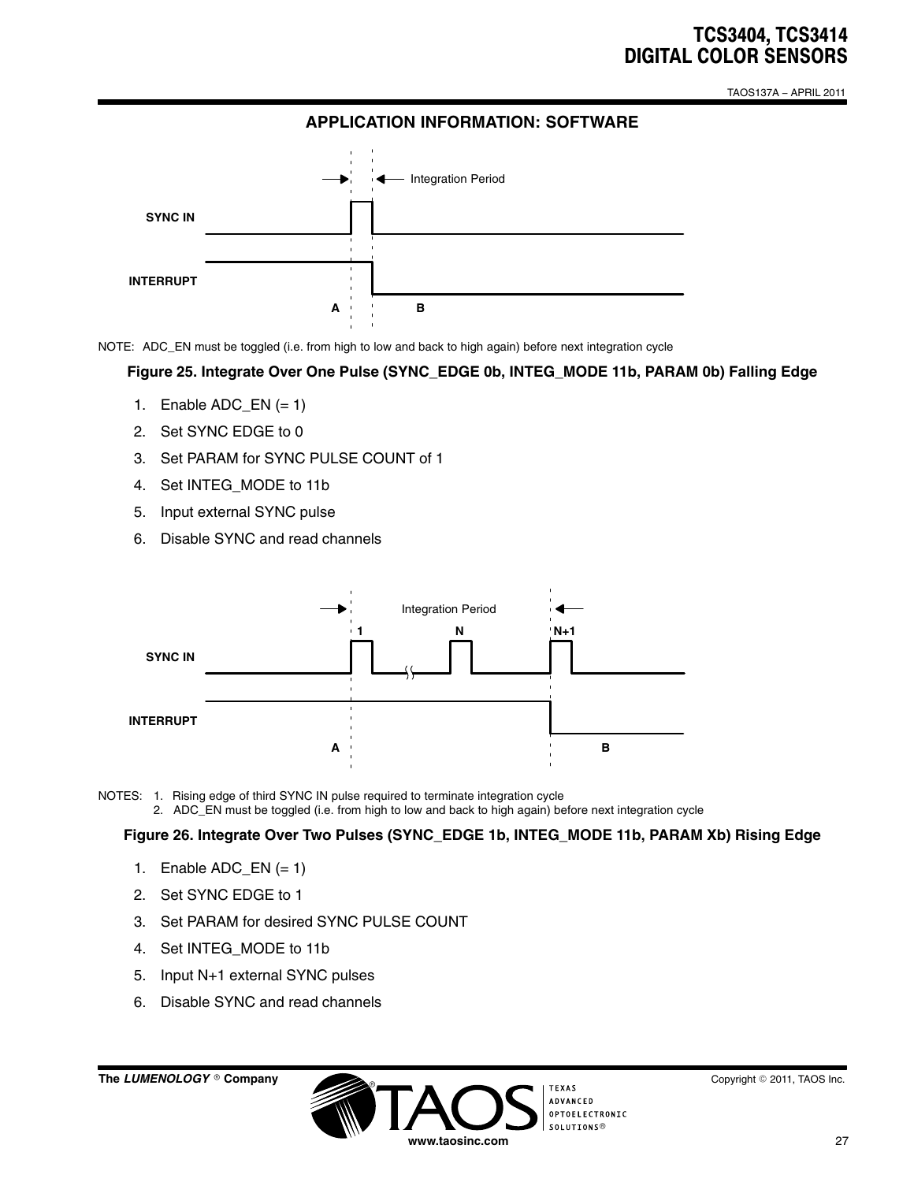## APPLICATION INFORMATION: SOFTWARE

NOTE: ADC_EN must be toggled (i.e. from high to low and back to high again) before next integration cycle

**Figure 25. Integrate Over One Pulse (SYNC_EDGE 0b, INTEG_MODE 11b, PARAM 0b) Falling Edge**

1. Enable ADC_EN (= 1)
2. Set SYNC EDGE to 0
3. Set PARAM for SYNC PULSE COUNT of 1
4. Set INTEG_MODE to 11b
5. Input external SYNC pulse
6. Disable SYNC and read channels

NOTES: 1. Rising edge of third SYNC IN pulse required to terminate integration cycle
2. ADC_EN must be toggled (i.e. from high to low and back to high again) before next integration cycle

**Figure 26. Integrate Over Two Pulses (SYNC_EDGE 1b, INTEG_MODE 11b, PARAM Xb) Rising Edge**

1. Enable ADC_EN (= 1)
2. Set SYNC EDGE to 1
3. Set PARAM for desired SYNC PULSE COUNT
4. Set INTEG_MODE to 11b
5. Input N+1 external SYNC pulses
6. Disable SYNC and read channels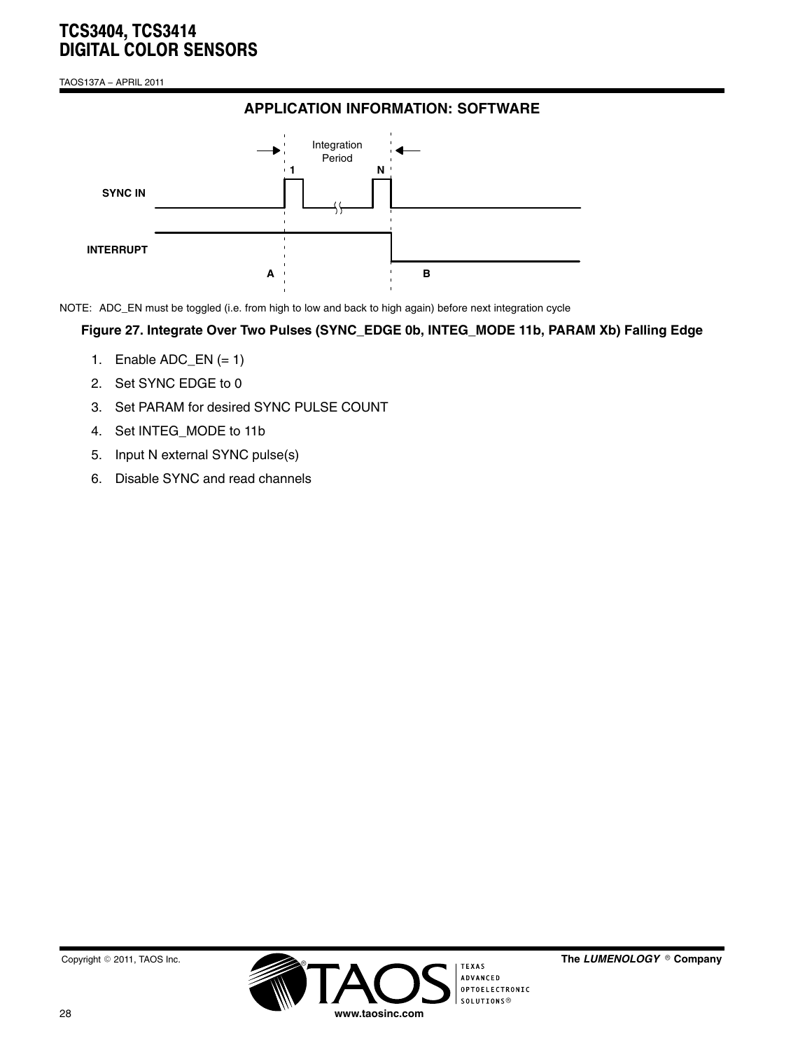## APPLICATION INFORMATION: SOFTWARE

NOTE: ADC_EN must be toggled (i.e. from high to low and back to high again) before next integration cycle

**Figure 27. Integrate Over Two Pulses (SYNC_EDGE 0b, INTEG_MODE 11b, PARAM Xb) Falling Edge**

1. Enable ADC_EN (= 1)
2. Set SYNC EDGE to 0
3. Set PARAM for desired SYNC PULSE COUNT
4. Set INTEG_MODE to 11b
5. Input N external SYNC pulse(s)
6. Disable SYNC and read channels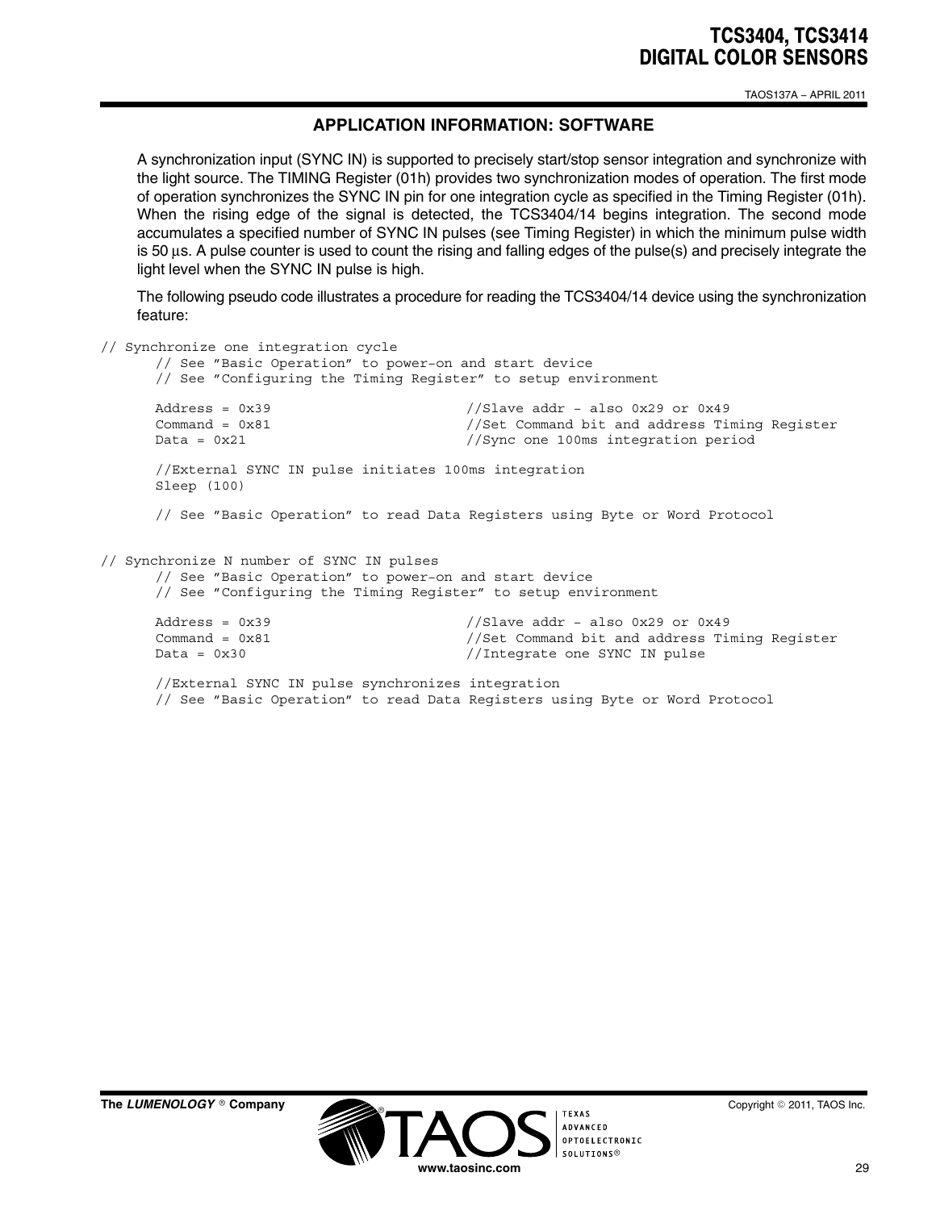## APPLICATION INFORMATION: SOFTWARE

A synchronization input (SYNC IN) is supported to precisely start/stop sensor integration and synchronize with the light source. The TIMING Register (01h) provides two synchronization modes of operation. The first mode of operation synchronizes the SYNC IN pin for one integration cycle as specified in the Timing Register (01h). When the rising edge of the signal is detected, the TCS3404/14 begins integration. The second mode accumulates a specified number of SYNC IN pulses (see Timing Register) in which the minimum pulse width is 50 µs. A pulse counter is used to count the rising and falling edges of the pulse(s) and precisely integrate the light level when the SYNC IN pulse is high.

The following pseudo code illustrates a procedure for reading the TCS3404/14 device using the synchronization feature:

```
// Synchronize one integration cycle
       // See ”Basic Operation” to power–on and start device
       // See ”Configuring the Timing Register” to setup environment

       Address = 0x39                        //Slave addr – also 0x29 or 0x49
       Command = 0x81                        //Set Command bit and address Timing Register
       Data = 0x21                           //Sync one 100ms integration period

       //External SYNC IN pulse initiates 100ms integration
       Sleep (100)

       // See ”Basic Operation” to read Data Registers using Byte or Word Protocol


// Synchronize N number of SYNC IN pulses
       // See ”Basic Operation” to power–on and start device
       // See ”Configuring the Timing Register” to setup environment

       Address = 0x39                        //Slave addr – also 0x29 or 0x49
       Command = 0x81                        //Set Command bit and address Timing Register
       Data = 0x30                           //Integrate one SYNC IN pulse

       //External SYNC IN pulse synchronizes integration
       // See ”Basic Operation” to read Data Registers using Byte or Word Protocol
```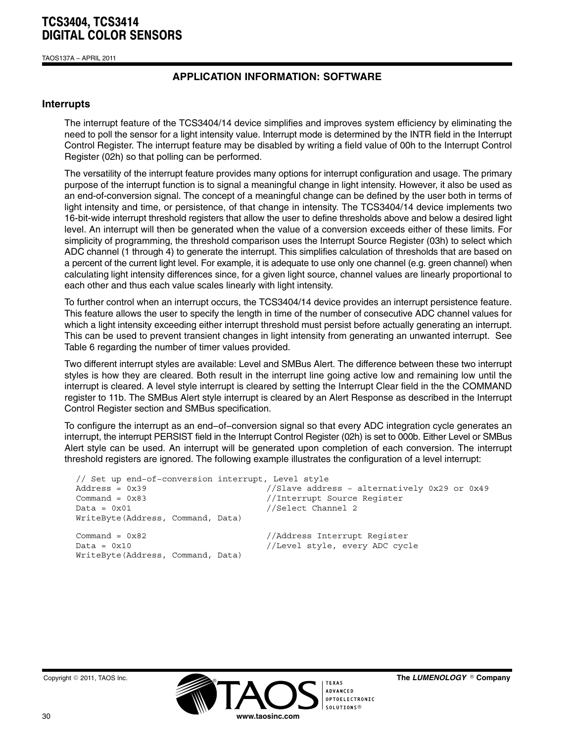## APPLICATION INFORMATION: SOFTWARE

### Interrupts

The interrupt feature of the TCS3404/14 device simplifies and improves system efficiency by eliminating the need to poll the sensor for a light intensity value. Interrupt mode is determined by the INTR field in the Interrupt Control Register. The interrupt feature may be disabled by writing a field value of 00h to the Interrupt Control Register (02h) so that polling can be performed.

The versatility of the interrupt feature provides many options for interrupt configuration and usage. The primary purpose of the interrupt function is to signal a meaningful change in light intensity. However, it also be used as an end-of-conversion signal. The concept of a meaningful change can be defined by the user both in terms of light intensity and time, or persistence, of that change in intensity. The TCS3404/14 device implements two 16-bit-wide interrupt threshold registers that allow the user to define thresholds above and below a desired light level. An interrupt will then be generated when the value of a conversion exceeds either of these limits. For simplicity of programming, the threshold comparison uses the Interrupt Source Register (03h) to select which ADC channel (1 through 4) to generate the interrupt. This simplifies calculation of thresholds that are based on a percent of the current light level. For example, it is adequate to use only one channel (e.g. green channel) when calculating light intensity differences since, for a given light source, channel values are linearly proportional to each other and thus each value scales linearly with light intensity.

To further control when an interrupt occurs, the TCS3404/14 device provides an interrupt persistence feature. This feature allows the user to specify the length in time of the number of consecutive ADC channel values for which a light intensity exceeding either interrupt threshold must persist before actually generating an interrupt. This can be used to prevent transient changes in light intensity from generating an unwanted interrupt. See Table 6 regarding the number of timer values provided.

Two different interrupt styles are available: Level and SMBus Alert. The difference between these two interrupt styles is how they are cleared. Both result in the interrupt line going active low and remaining low until the interrupt is cleared. A level style interrupt is cleared by setting the Interrupt Clear field in the the COMMAND register to 11b. The SMBus Alert style interrupt is cleared by an Alert Response as described in the Interrupt Control Register section and SMBus specification.

To configure the interrupt as an end−of−conversion signal so that every ADC integration cycle generates an interrupt, the interrupt PERSIST field in the Interrupt Control Register (02h) is set to 000b. Either Level or SMBus Alert style can be used. An interrupt will be generated upon completion of each conversion. The interrupt threshold registers are ignored. The following example illustrates the configuration of a level interrupt:

```
// Set up end−of−conversion interrupt, Level style
Address = 0x39                      //Slave address − alternatively 0x29 or 0x49
Command = 0x83                      //Interrupt Source Register
Data = 0x01                         //Select Channel 2
WriteByte(Address, Command, Data)

Command = 0x82                      //Address Interrupt Register
Data = 0x10                         //Level style, every ADC cycle
WriteByte(Address, Command, Data)
```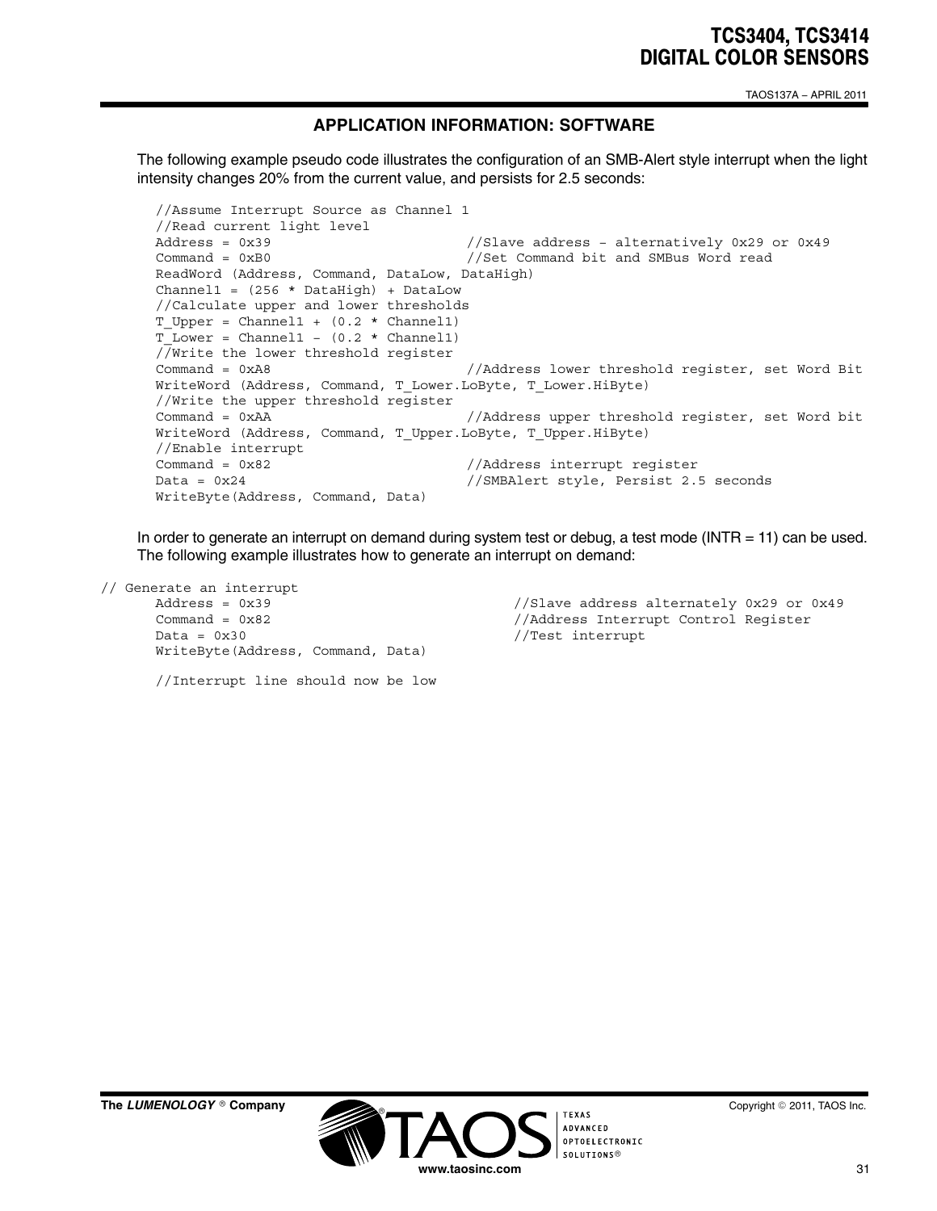## APPLICATION INFORMATION: SOFTWARE

The following example pseudo code illustrates the configuration of an SMB-Alert style interrupt when the light intensity changes 20% from the current value, and persists for 2.5 seconds:

```
//Assume Interrupt Source as Channel 1
//Read current light level
Address = 0x39                          //Slave address – alternatively 0x29 or 0x49
Command = 0xB0                          //Set Command bit and SMBus Word read
ReadWord (Address, Command, DataLow, DataHigh)
Channel1 = (256 * DataHigh) + DataLow
//Calculate upper and lower thresholds
T_Upper = Channel1 + (0.2 * Channel1)
T_Lower = Channel1 – (0.2 * Channel1)
//Write the lower threshold register
Command = 0xA8                          //Address lower threshold register, set Word Bit
WriteWord (Address, Command, T_Lower.LoByte, T_Lower.HiByte)
//Write the upper threshold register
Command = 0xAA                          //Address upper threshold register, set Word bit
WriteWord (Address, Command, T_Upper.LoByte, T_Upper.HiByte)
//Enable interrupt
Command = 0x82                          //Address interrupt register
Data = 0x24                             //SMBAlert style, Persist 2.5 seconds
WriteByte(Address, Command, Data)
```

In order to generate an interrupt on demand during system test or debug, a test mode (INTR = 11) can be used. The following example illustrates how to generate an interrupt on demand:

```
// Generate an interrupt
      Address = 0x39                          //Slave address alternately 0x29 or 0x49
      Command = 0x82                          //Address Interrupt Control Register
      Data = 0x30                             //Test interrupt
      WriteByte(Address, Command, Data)

      //Interrupt line should now be low
```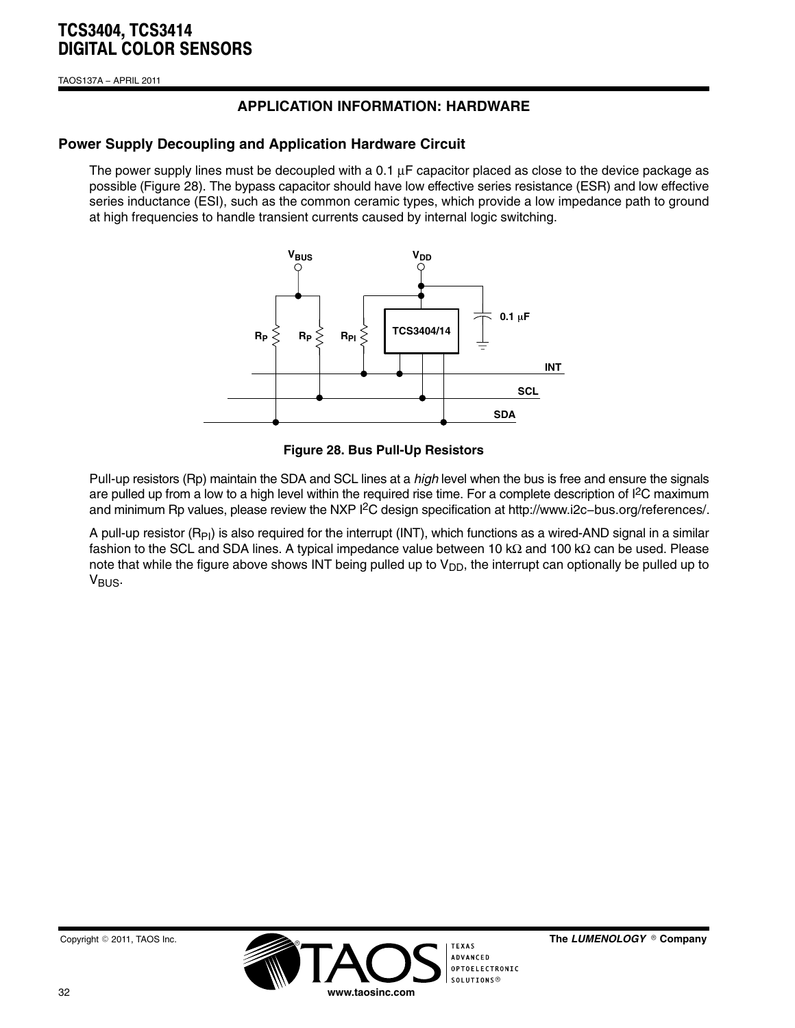## APPLICATION INFORMATION: HARDWARE

### Power Supply Decoupling and Application Hardware Circuit

The power supply lines must be decoupled with a 0.1 μF capacitor placed as close to the device package as possible (Figure 28). The bypass capacitor should have low effective series resistance (ESR) and low effective series inductance (ESI), such as the common ceramic types, which provide a low impedance path to ground at high frequencies to handle transient currents caused by internal logic switching.

**Figure 28. Bus Pull-Up Resistors**

Pull-up resistors (Rp) maintain the SDA and SCL lines at a *high* level when the bus is free and ensure the signals are pulled up from a low to a high level within the required rise time. For a complete description of I$^2$C maximum and minimum Rp values, please review the NXP I$^2$C design specification at http://www.i2c−bus.org/references/.

A pull-up resistor ($R_{PI}$) is also required for the interrupt (INT), which functions as a wired-AND signal in a similar fashion to the SCL and SDA lines. A typical impedance value between 10 kΩ and 100 kΩ can be used. Please note that while the figure above shows INT being pulled up to $V_{DD}$, the interrupt can optionally be pulled up to $V_{BUS}$.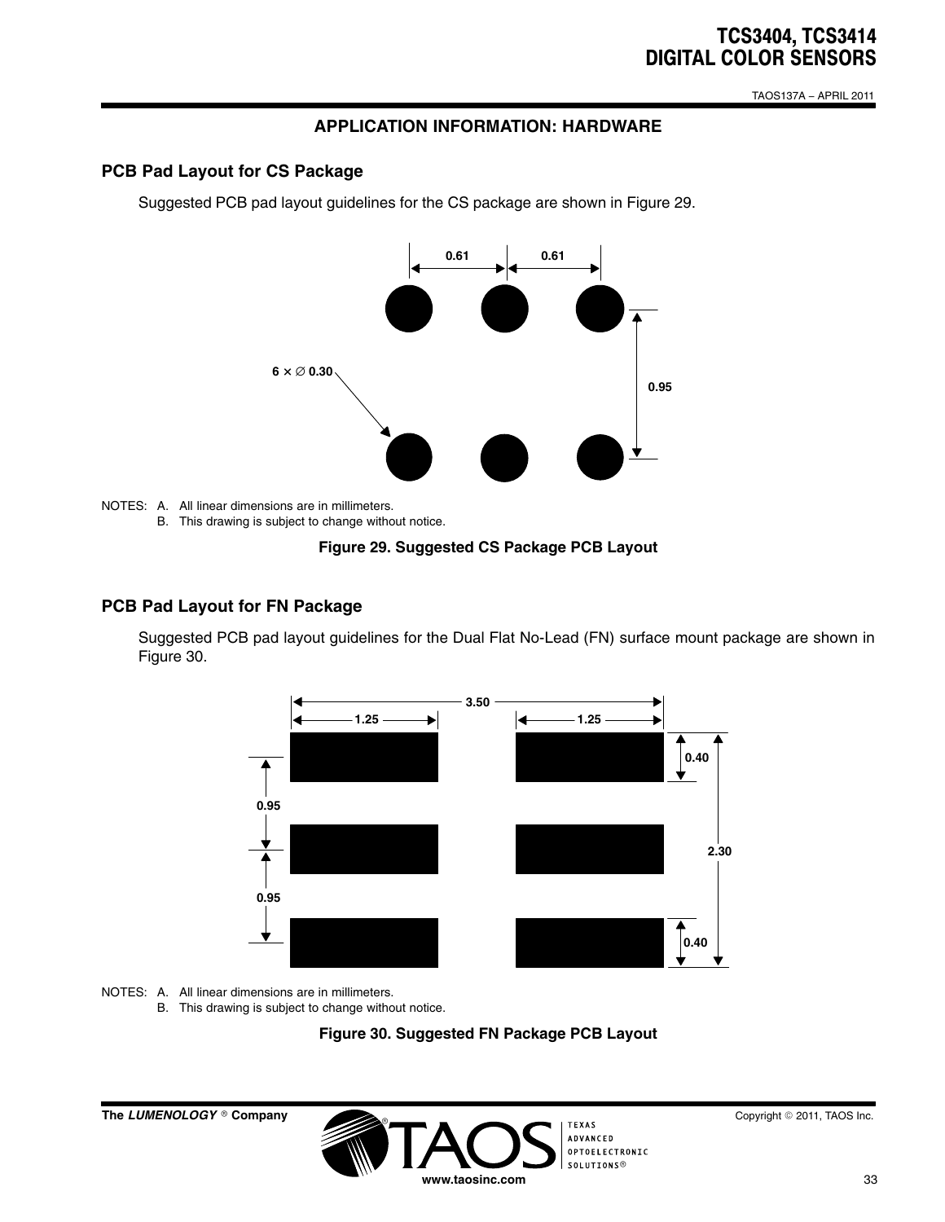## APPLICATION INFORMATION: HARDWARE

### PCB Pad Layout for CS Package

Suggested PCB pad layout guidelines for the CS package are shown in Figure 29.

0.61 0.61

6 × ∅ 0.30

0.95

NOTES: A. All linear dimensions are in millimeters.
B. This drawing is subject to change without notice.

**Figure 29. Suggested CS Package PCB Layout**

### PCB Pad Layout for FN Package

Suggested PCB pad layout guidelines for the Dual Flat No-Lead (FN) surface mount package are shown in Figure 30.

3.50

1.25 1.25

0.40

0.95

2.30

0.95

0.40

NOTES: A. All linear dimensions are in millimeters.
B. This drawing is subject to change without notice.

**Figure 30. Suggested FN Package PCB Layout**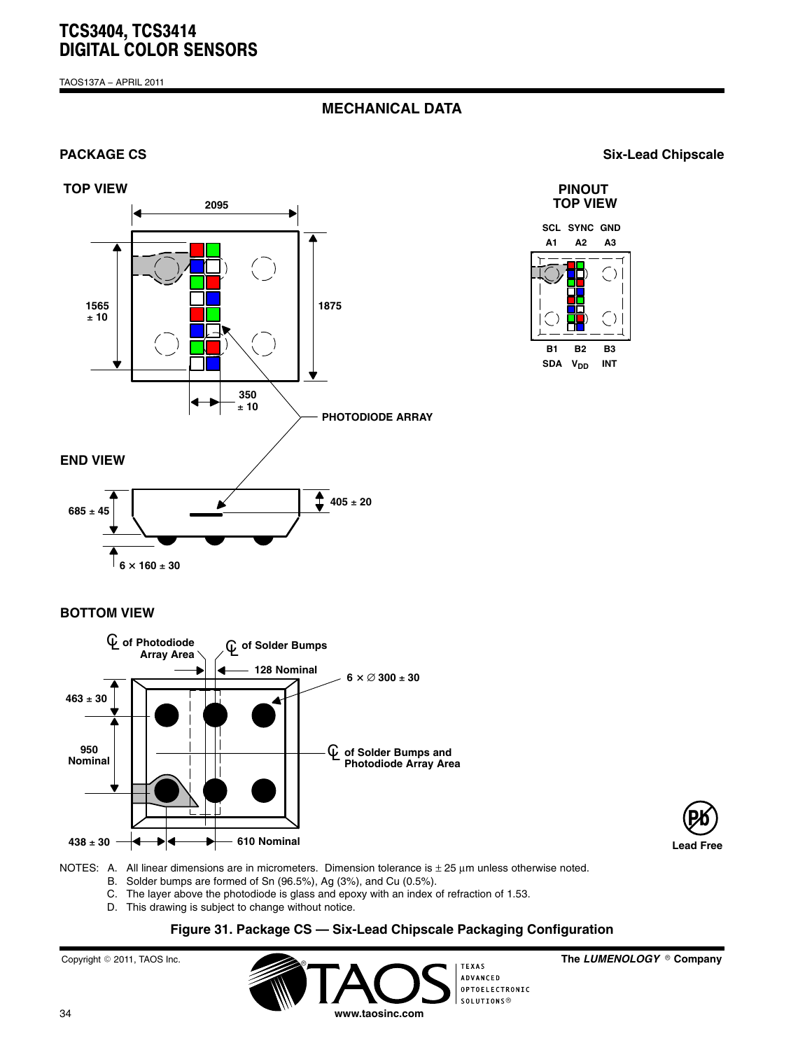## MECHANICAL DATA

**PACKAGE CS** **Six-Lead Chipscale**

**TOP VIEW**

2095

1565 ± 10

1875

350 ± 10

PHOTODIODE ARRAY

**PINOUT TOP VIEW**

| SCL | SYNC | GND |
|---|---|---|
| A1 | A2 | A3 |
| B1 | B2 | B3 |
| SDA | $V_{DD}$ | INT |

**END VIEW**

685 ± 45

405 ± 20

6 × 160 ± 30

**BOTTOM VIEW**

℄ of Photodiode Array Area

℄ of Solder Bumps

128 Nominal

6 × ∅ 300 ± 30

463 ± 30

950 Nominal

℄ of Solder Bumps and Photodiode Array Area

438 ± 30

610 Nominal

Lead Free

NOTES: A. All linear dimensions are in micrometers. Dimension tolerance is ± 25 μm unless otherwise noted.
B. Solder bumps are formed of Sn (96.5%), Ag (3%), and Cu (0.5%).
C. The layer above the photodiode is glass and epoxy with an index of refraction of 1.53.
D. This drawing is subject to change without notice.

**Figure 31. Package CS — Six-Lead Chipscale Packaging Configuration**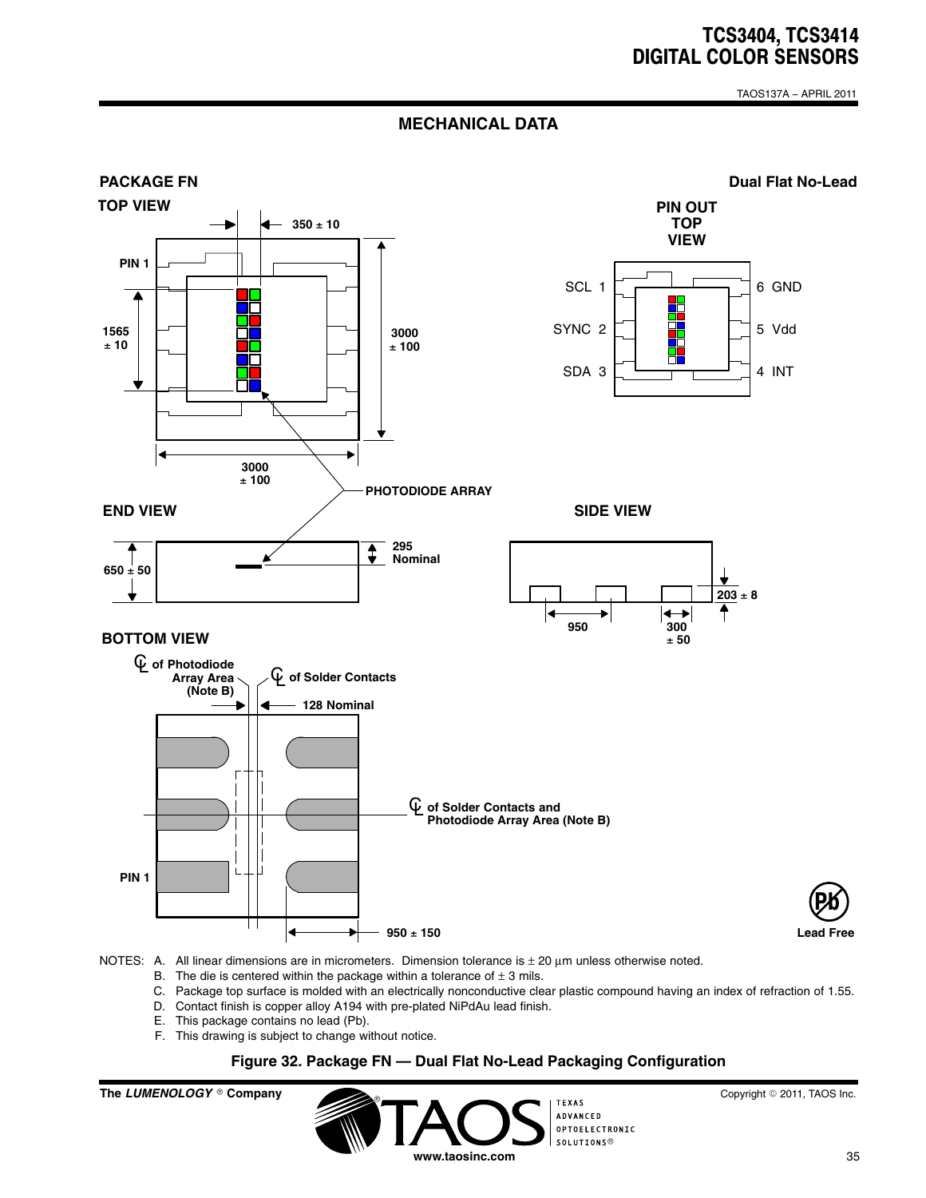## MECHANICAL DATA

**PACKAGE FN** **Dual Flat No-Lead**

**TOP VIEW**

PIN 1

350 ± 10

1565 ± 10

3000 ± 100

3000 ± 100

**PIN OUT TOP VIEW**

SCL 1 — 6 GND

SYNC 2 — 5 Vdd

SDA 3 — 4 INT

PHOTODIODE ARRAY

**END VIEW**

650 ± 50

295 Nominal

**SIDE VIEW**

203 ± 8

950

300 ± 50

**BOTTOM VIEW**

℄ of Photodiode Array Area (Note B)

℄ of Solder Contacts

128 Nominal

℄ of Solder Contacts and Photodiode Array Area (Note B)

PIN 1

950 ± 150

Pb Lead Free

NOTES: A. All linear dimensions are in micrometers. Dimension tolerance is ± 20 µm unless otherwise noted.
B. The die is centered within the package within a tolerance of ± 3 mils.
C. Package top surface is molded with an electrically nonconductive clear plastic compound having an index of refraction of 1.55.
D. Contact finish is copper alloy A194 with pre-plated NiPdAu lead finish.
E. This package contains no lead (Pb).
F. This drawing is subject to change without notice.

**Figure 32. Package FN — Dual Flat No-Lead Packaging Configuration**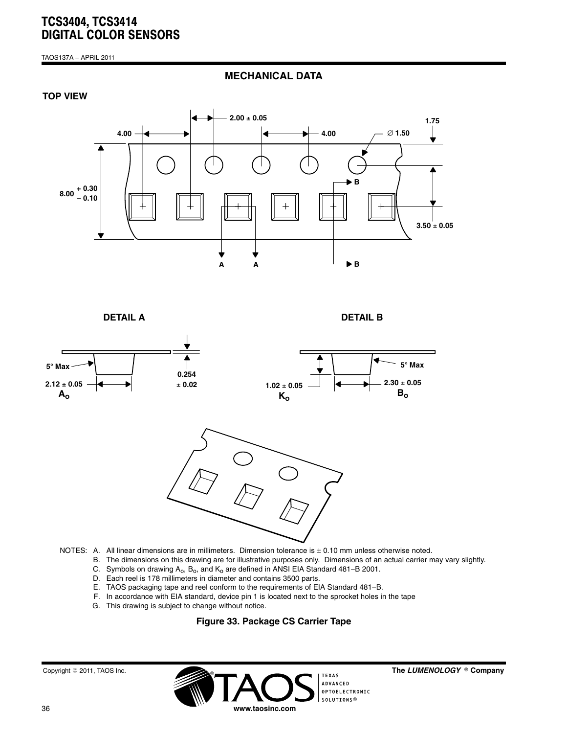## MECHANICAL DATA

**TOP VIEW**

4.00 | 2.00 ± 0.05 | 4.00 | ∅ 1.50 | 1.75

8.00 + 0.30 / − 0.10 | 3.50 ± 0.05

**DETAIL A**

5° Max | 0.254 ± 0.02 | 2.12 ± 0.05 $A_o$

**DETAIL B**

5° Max | 1.02 ± 0.05 $K_o$ | 2.30 ± 0.05 $B_o$

NOTES:
- A. All linear dimensions are in millimeters. Dimension tolerance is ± 0.10 mm unless otherwise noted.
- B. The dimensions on this drawing are for illustrative purposes only. Dimensions of an actual carrier may vary slightly.
- C. Symbols on drawing $A_o$, $B_o$, and $K_o$ are defined in ANSI EIA Standard 481−B 2001.
- D. Each reel is 178 millimeters in diameter and contains 3500 parts.
- E. TAOS packaging tape and reel conform to the requirements of EIA Standard 481−B.
- F. In accordance with EIA standard, device pin 1 is located next to the sprocket holes in the tape
- G. This drawing is subject to change without notice.

**Figure 33. Package CS Carrier Tape**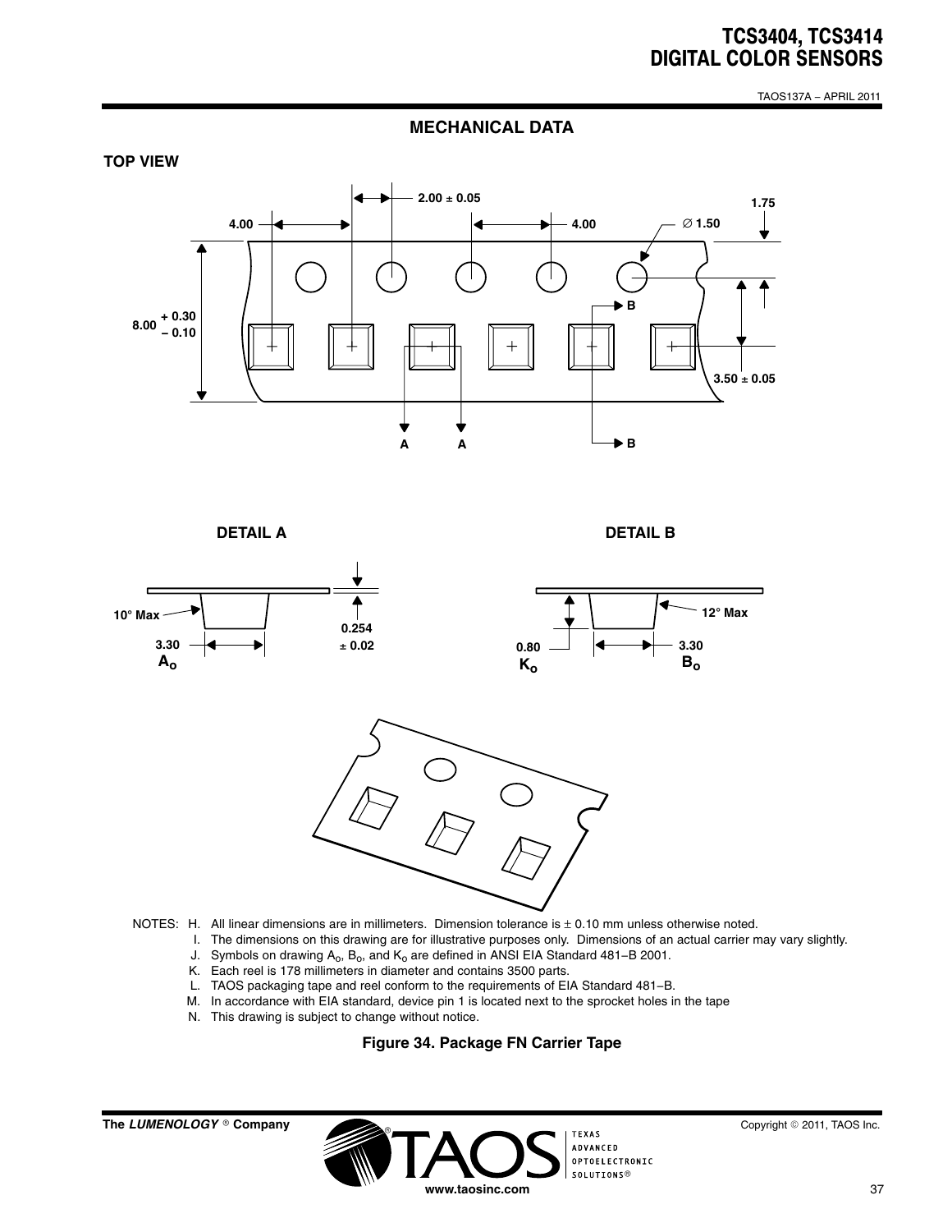## MECHANICAL DATA

**TOP VIEW**

2.00 ± 0.05

4.00

4.00

∅ 1.50

1.75

8.00 + 0.30 − 0.10

B

3.50 ± 0.05

A A

B

**DETAIL A**

10° Max

0.254 ± 0.02

3.30 $A_o$

**DETAIL B**

12° Max

0.80 $K_o$

3.30 $B_o$

NOTES:
- H. All linear dimensions are in millimeters. Dimension tolerance is ± 0.10 mm unless otherwise noted.
- I. The dimensions on this drawing are for illustrative purposes only. Dimensions of an actual carrier may vary slightly.
- J. Symbols on drawing $A_o$, $B_o$, and $K_o$ are defined in ANSI EIA Standard 481−B 2001.
- K. Each reel is 178 millimeters in diameter and contains 3500 parts.
- L. TAOS packaging tape and reel conform to the requirements of EIA Standard 481−B.
- M. In accordance with EIA standard, device pin 1 is located next to the sprocket holes in the tape
- N. This drawing is subject to change without notice.

**Figure 34. Package FN Carrier Tape**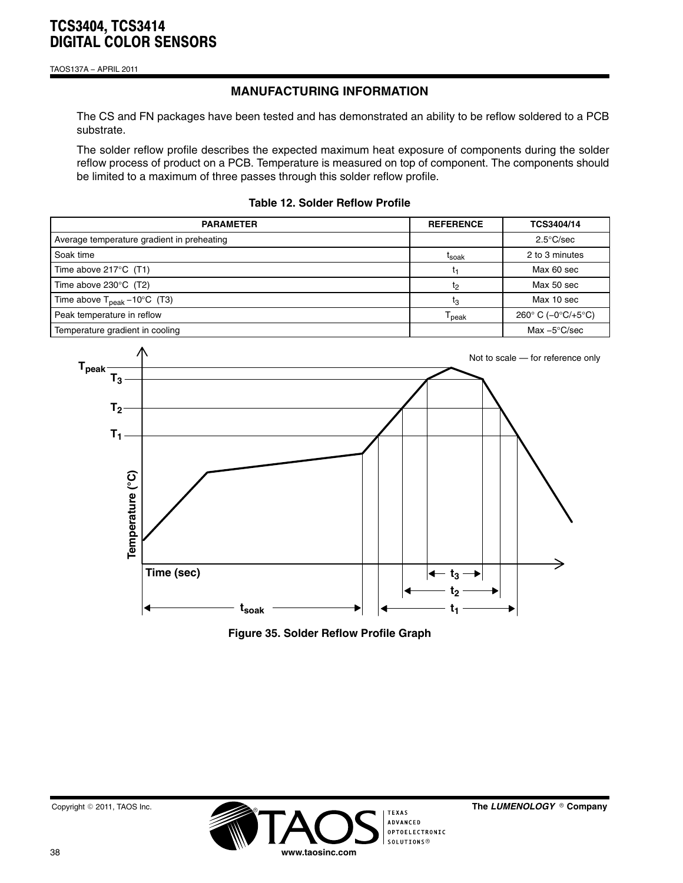## MANUFACTURING INFORMATION

The CS and FN packages have been tested and has demonstrated an ability to be reflow soldered to a PCB substrate.

The solder reflow profile describes the expected maximum heat exposure of components during the solder reflow process of product on a PCB. Temperature is measured on top of component. The components should be limited to a maximum of three passes through this solder reflow profile.

**Table 12. Solder Reflow Profile**

| PARAMETER | REFERENCE | TCS3404/14 |
|---|---|---|
| Average temperature gradient in preheating | | 2.5°C/sec |
| Soak time | $t_{soak}$ | 2 to 3 minutes |
| Time above 217°C (T1) | $t_1$ | Max 60 sec |
| Time above 230°C (T2) | $t_2$ | Max 50 sec |
| Time above $T_{peak}$ −10°C (T3) | $t_3$ | Max 10 sec |
| Peak temperature in reflow | $T_{peak}$ | 260° C (−0°C/+5°C) |
| Temperature gradient in cooling | | Max −5°C/sec |

**Figure 35. Solder Reflow Profile Graph**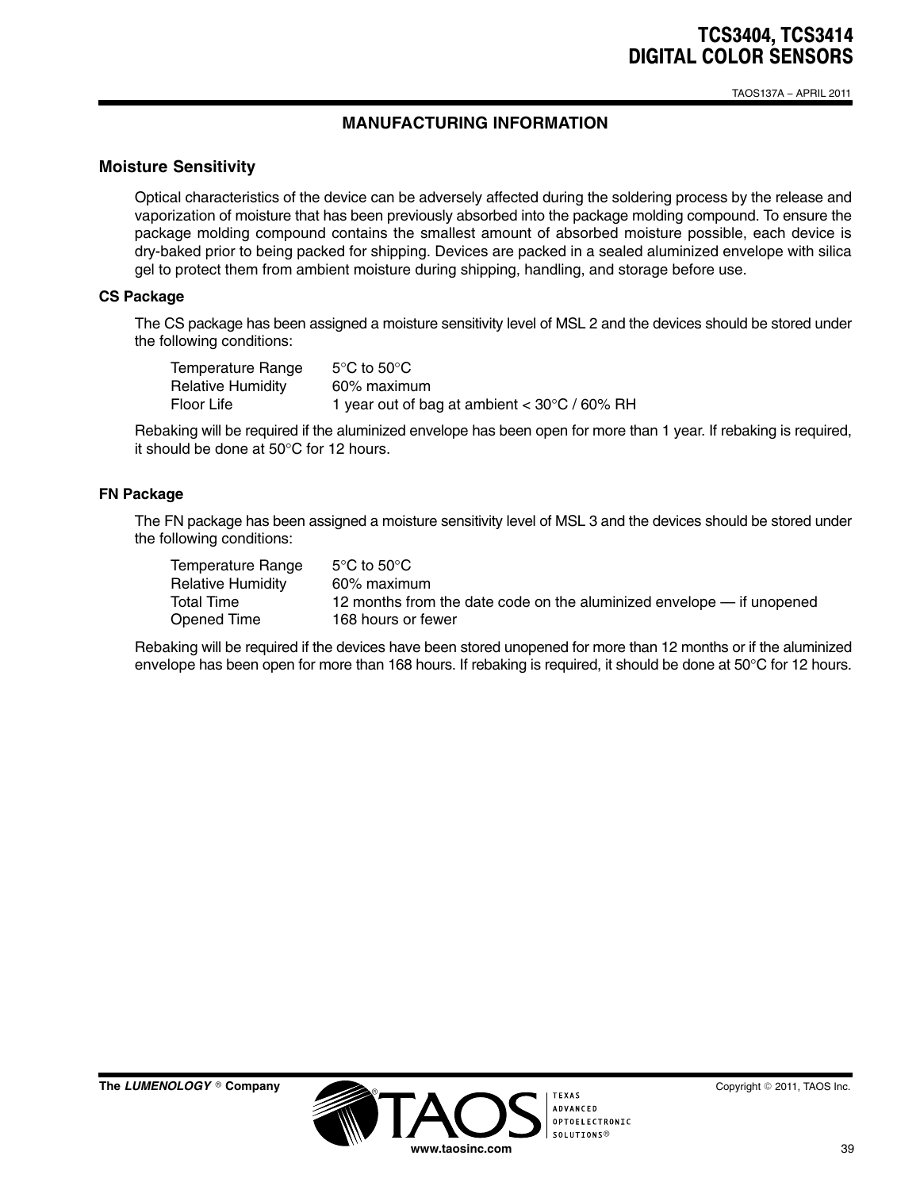## MANUFACTURING INFORMATION

### Moisture Sensitivity

Optical characteristics of the device can be adversely affected during the soldering process by the release and vaporization of moisture that has been previously absorbed into the package molding compound. To ensure the package molding compound contains the smallest amount of absorbed moisture possible, each device is dry-baked prior to being packed for shipping. Devices are packed in a sealed aluminized envelope with silica gel to protect them from ambient moisture during shipping, handling, and storage before use.

#### CS Package

The CS package has been assigned a moisture sensitivity level of MSL 2 and the devices should be stored under the following conditions:

| | |
|---|---|
| Temperature Range | 5°C to 50°C |
| Relative Humidity | 60% maximum |
| Floor Life | 1 year out of bag at ambient < 30°C / 60% RH |

Rebaking will be required if the aluminized envelope has been open for more than 1 year. If rebaking is required, it should be done at 50°C for 12 hours.

#### FN Package

The FN package has been assigned a moisture sensitivity level of MSL 3 and the devices should be stored under the following conditions:

| | |
|---|---|
| Temperature Range | 5°C to 50°C |
| Relative Humidity | 60% maximum |
| Total Time | 12 months from the date code on the aluminized envelope — if unopened |
| Opened Time | 168 hours or fewer |

Rebaking will be required if the devices have been stored unopened for more than 12 months or if the aluminized envelope has been open for more than 168 hours. If rebaking is required, it should be done at 50°C for 12 hours.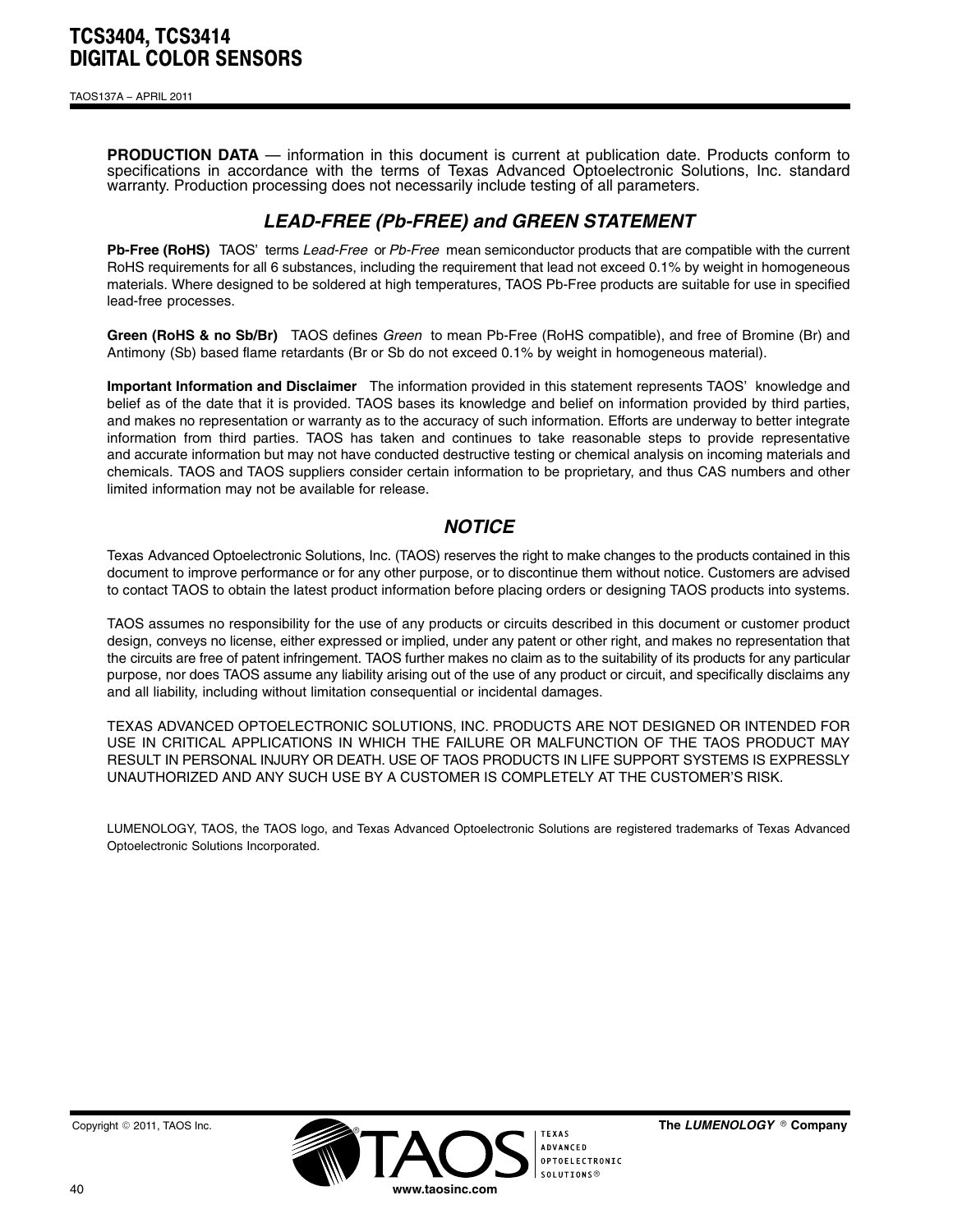**PRODUCTION DATA** — information in this document is current at publication date. Products conform to specifications in accordance with the terms of Texas Advanced Optoelectronic Solutions, Inc. standard warranty. Production processing does not necessarily include testing of all parameters.

## *LEAD-FREE (Pb-FREE) and GREEN STATEMENT*

**Pb-Free (RoHS)** TAOS' terms *Lead-Free* or *Pb-Free* mean semiconductor products that are compatible with the current RoHS requirements for all 6 substances, including the requirement that lead not exceed 0.1% by weight in homogeneous materials. Where designed to be soldered at high temperatures, TAOS Pb-Free products are suitable for use in specified lead-free processes.

**Green (RoHS & no Sb/Br)** TAOS defines *Green* to mean Pb-Free (RoHS compatible), and free of Bromine (Br) and Antimony (Sb) based flame retardants (Br or Sb do not exceed 0.1% by weight in homogeneous material).

**Important Information and Disclaimer** The information provided in this statement represents TAOS' knowledge and belief as of the date that it is provided. TAOS bases its knowledge and belief on information provided by third parties, and makes no representation or warranty as to the accuracy of such information. Efforts are underway to better integrate information from third parties. TAOS has taken and continues to take reasonable steps to provide representative and accurate information but may not have conducted destructive testing or chemical analysis on incoming materials and chemicals. TAOS and TAOS suppliers consider certain information to be proprietary, and thus CAS numbers and other limited information may not be available for release.

## *NOTICE*

Texas Advanced Optoelectronic Solutions, Inc. (TAOS) reserves the right to make changes to the products contained in this document to improve performance or for any other purpose, or to discontinue them without notice. Customers are advised to contact TAOS to obtain the latest product information before placing orders or designing TAOS products into systems.

TAOS assumes no responsibility for the use of any products or circuits described in this document or customer product design, conveys no license, either expressed or implied, under any patent or other right, and makes no representation that the circuits are free of patent infringement. TAOS further makes no claim as to the suitability of its products for any particular purpose, nor does TAOS assume any liability arising out of the use of any product or circuit, and specifically disclaims any and all liability, including without limitation consequential or incidental damages.

TEXAS ADVANCED OPTOELECTRONIC SOLUTIONS, INC. PRODUCTS ARE NOT DESIGNED OR INTENDED FOR USE IN CRITICAL APPLICATIONS IN WHICH THE FAILURE OR MALFUNCTION OF THE TAOS PRODUCT MAY RESULT IN PERSONAL INJURY OR DEATH. USE OF TAOS PRODUCTS IN LIFE SUPPORT SYSTEMS IS EXPRESSLY UNAUTHORIZED AND ANY SUCH USE BY A CUSTOMER IS COMPLETELY AT THE CUSTOMER'S RISK.

LUMENOLOGY, TAOS, the TAOS logo, and Texas Advanced Optoelectronic Solutions are registered trademarks of Texas Advanced Optoelectronic Solutions Incorporated.